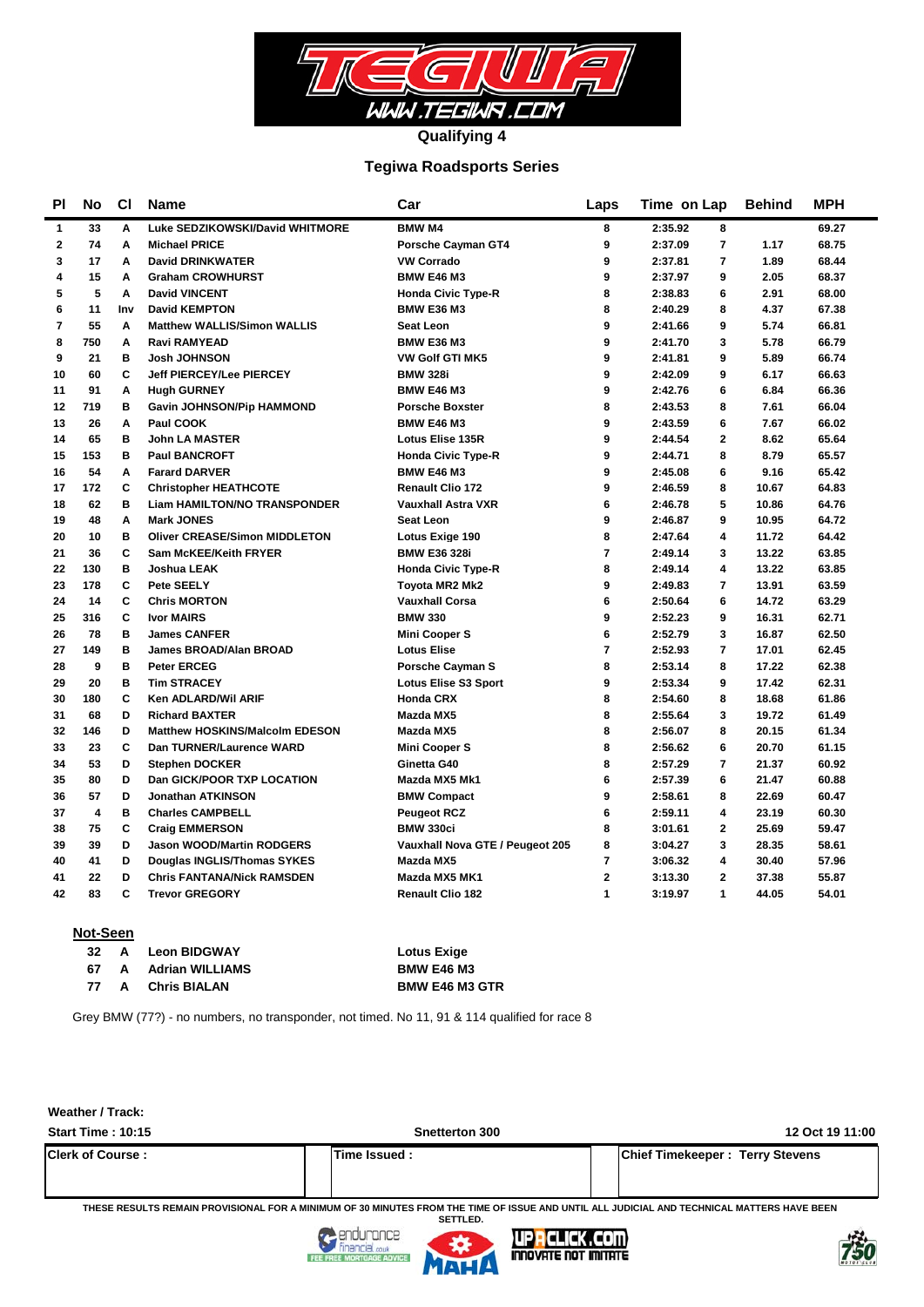# Qualifying 4

## Tegiwa Roadsports Series

| Pl | No | Cl | Name | Car | Laps | Time | on Lap | Behind | MPH |
|---|---|---|---|---|---|---|---|---|---|
| 1 | 33 | A | Luke SEDZIKOWSKI/David WHITMORE | BMW M4 | 8 | 2:35.92 | 8 | | 69.27 |
| 2 | 74 | A | Michael PRICE | Porsche Cayman GT4 | 9 | 2:37.09 | 7 | 1.17 | 68.75 |
| 3 | 17 | A | David DRINKWATER | VW Corrado | 9 | 2:37.81 | 7 | 1.89 | 68.44 |
| 4 | 15 | A | Graham CROWHURST | BMW E46 M3 | 9 | 2:37.97 | 9 | 2.05 | 68.37 |
| 5 | 5 | A | David VINCENT | Honda Civic Type-R | 8 | 2:38.83 | 6 | 2.91 | 68.00 |
| 6 | 11 | Inv | David KEMPTON | BMW E36 M3 | 8 | 2:40.29 | 8 | 4.37 | 67.38 |
| 7 | 55 | A | Matthew WALLIS/Simon WALLIS | Seat Leon | 9 | 2:41.66 | 9 | 5.74 | 66.81 |
| 8 | 750 | A | Ravi RAMYEAD | BMW E36 M3 | 9 | 2:41.70 | 3 | 5.78 | 66.79 |
| 9 | 21 | B | Josh JOHNSON | VW Golf GTI MK5 | 9 | 2:41.81 | 9 | 5.89 | 66.74 |
| 10 | 60 | C | Jeff PIERCEY/Lee PIERCEY | BMW 328i | 9 | 2:42.09 | 9 | 6.17 | 66.63 |
| 11 | 91 | A | Hugh GURNEY | BMW E46 M3 | 9 | 2:42.76 | 6 | 6.84 | 66.36 |
| 12 | 719 | B | Gavin JOHNSON/Pip HAMMOND | Porsche Boxster | 8 | 2:43.53 | 8 | 7.61 | 66.04 |
| 13 | 26 | A | Paul COOK | BMW E46 M3 | 9 | 2:43.59 | 6 | 7.67 | 66.02 |
| 14 | 65 | B | John LA MASTER | Lotus Elise 135R | 9 | 2:44.54 | 2 | 8.62 | 65.64 |
| 15 | 153 | B | Paul BANCROFT | Honda Civic Type-R | 9 | 2:44.71 | 8 | 8.79 | 65.57 |
| 16 | 54 | A | Farard DARVER | BMW E46 M3 | 9 | 2:45.08 | 6 | 9.16 | 65.42 |
| 17 | 172 | C | Christopher HEATHCOTE | Renault Clio 172 | 9 | 2:46.59 | 8 | 10.67 | 64.83 |
| 18 | 62 | B | Liam HAMILTON/NO TRANSPONDER | Vauxhall Astra VXR | 6 | 2:46.78 | 5 | 10.86 | 64.76 |
| 19 | 48 | A | Mark JONES | Seat Leon | 9 | 2:46.87 | 9 | 10.95 | 64.72 |
| 20 | 10 | B | Oliver CREASE/Simon MIDDLETON | Lotus Exige 190 | 8 | 2:47.64 | 4 | 11.72 | 64.42 |
| 21 | 36 | C | Sam McKEE/Keith FRYER | BMW E36 328i | 7 | 2:49.14 | 3 | 13.22 | 63.85 |
| 22 | 130 | B | Joshua LEAK | Honda Civic Type-R | 8 | 2:49.14 | 4 | 13.22 | 63.85 |
| 23 | 178 | C | Pete SEELY | Toyota MR2 Mk2 | 9 | 2:49.83 | 7 | 13.91 | 63.59 |
| 24 | 14 | C | Chris MORTON | Vauxhall Corsa | 6 | 2:50.64 | 6 | 14.72 | 63.29 |
| 25 | 316 | C | Ivor MAIRS | BMW 330 | 9 | 2:52.23 | 9 | 16.31 | 62.71 |
| 26 | 78 | B | James CANFER | Mini Cooper S | 6 | 2:52.79 | 3 | 16.87 | 62.50 |
| 27 | 149 | B | James BROAD/Alan BROAD | Lotus Elise | 7 | 2:52.93 | 7 | 17.01 | 62.45 |
| 28 | 9 | B | Peter ERCEG | Porsche Cayman S | 8 | 2:53.14 | 8 | 17.22 | 62.38 |
| 29 | 20 | B | Tim STRACEY | Lotus Elise S3 Sport | 9 | 2:53.34 | 9 | 17.42 | 62.31 |
| 30 | 180 | C | Ken ADLARD/Wil ARIF | Honda CRX | 8 | 2:54.60 | 8 | 18.68 | 61.86 |
| 31 | 68 | D | Richard BAXTER | Mazda MX5 | 8 | 2:55.64 | 3 | 19.72 | 61.49 |
| 32 | 146 | D | Matthew HOSKINS/Malcolm EDESON | Mazda MX5 | 8 | 2:56.07 | 8 | 20.15 | 61.34 |
| 33 | 23 | C | Dan TURNER/Laurence WARD | Mini Cooper S | 8 | 2:56.62 | 6 | 20.70 | 61.15 |
| 34 | 53 | D | Stephen DOCKER | Ginetta G40 | 8 | 2:57.29 | 7 | 21.37 | 60.92 |
| 35 | 80 | D | Dan GICK/POOR TXP LOCATION | Mazda MX5 Mk1 | 6 | 2:57.39 | 6 | 21.47 | 60.88 |
| 36 | 57 | D | Jonathan ATKINSON | BMW Compact | 9 | 2:58.61 | 8 | 22.69 | 60.47 |
| 37 | 4 | B | Charles CAMPBELL | Peugeot RCZ | 6 | 2:59.11 | 4 | 23.19 | 60.30 |
| 38 | 75 | C | Craig EMMERSON | BMW 330ci | 8 | 3:01.61 | 2 | 25.69 | 59.47 |
| 39 | 39 | D | Jason WOOD/Martin RODGERS | Vauxhall Nova GTE / Peugeot 205 | 8 | 3:04.27 | 3 | 28.35 | 58.61 |
| 40 | 41 | D | Douglas INGLIS/Thomas SYKES | Mazda MX5 | 7 | 3:06.32 | 4 | 30.40 | 57.96 |
| 41 | 22 | D | Chris FANTANA/Nick RAMSDEN | Mazda MX5 MK1 | 2 | 3:13.30 | 2 | 37.38 | 55.87 |
| 42 | 83 | C | Trevor GREGORY | Renault Clio 182 | 1 | 3:19.97 | 1 | 44.05 | 54.01 |

**Not-Seen**

| | | | |
|---|---|---|---|
| 32 | A | Leon BIDGWAY | Lotus Exige |
| 67 | A | Adrian WILLIAMS | BMW E46 M3 |
| 77 | A | Chris BIALAN | BMW E46 M3 GTR |

Grey BMW (77?) - no numbers, no transponder, not timed. No 11, 91 & 114 qualified for race 8

**Weather / Track:**

**Start Time : 10:15** | **Snetterton 300** | **12 Oct 19 11:00**

| Clerk of Course : | Time Issued : | Chief Timekeeper : Terry Stevens |
|---|---|---|

THESE RESULTS REMAIN PROVISIONAL FOR A MINIMUM OF 30 MINUTES FROM THE TIME OF ISSUE AND UNTIL ALL JUDICIAL AND TECHNICAL MATTERS HAVE BEEN SETTLED.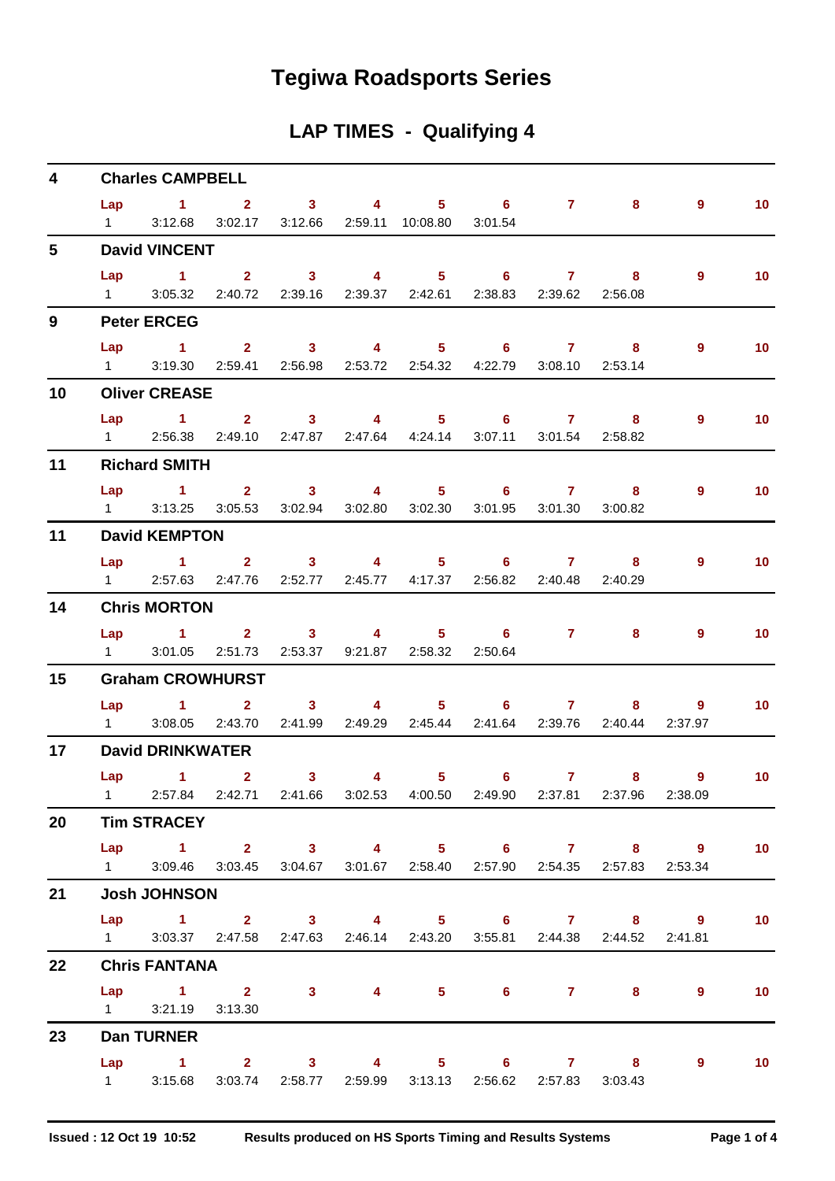# Tegiwa Roadsports Series

## LAP TIMES - Qualifying 4

### 4 Charles CAMPBELL

| Lap | 1 | 2 | 3 | 4 | 5 | 6 | 7 | 8 | 9 | 10 |
|---|---|---|---|---|---|---|---|---|---|---|
| 1 | 3:12.68 | 3:02.17 | 3:12.66 | 2:59.11 | 10:08.80 | 3:01.54 | | | | |

### 5 David VINCENT

| Lap | 1 | 2 | 3 | 4 | 5 | 6 | 7 | 8 | 9 | 10 |
|---|---|---|---|---|---|---|---|---|---|---|
| 1 | 3:05.32 | 2:40.72 | 2:39.16 | 2:39.37 | 2:42.61 | 2:38.83 | 2:39.62 | 2:56.08 | | |

### 9 Peter ERCEG

| Lap | 1 | 2 | 3 | 4 | 5 | 6 | 7 | 8 | 9 | 10 |
|---|---|---|---|---|---|---|---|---|---|---|
| 1 | 3:19.30 | 2:59.41 | 2:56.98 | 2:53.72 | 2:54.32 | 4:22.79 | 3:08.10 | 2:53.14 | | |

### 10 Oliver CREASE

| Lap | 1 | 2 | 3 | 4 | 5 | 6 | 7 | 8 | 9 | 10 |
|---|---|---|---|---|---|---|---|---|---|---|
| 1 | 2:56.38 | 2:49.10 | 2:47.87 | 2:47.64 | 4:24.14 | 3:07.11 | 3:01.54 | 2:58.82 | | |

### 11 Richard SMITH

| Lap | 1 | 2 | 3 | 4 | 5 | 6 | 7 | 8 | 9 | 10 |
|---|---|---|---|---|---|---|---|---|---|---|
| 1 | 3:13.25 | 3:05.53 | 3:02.94 | 3:02.80 | 3:02.30 | 3:01.95 | 3:01.30 | 3:00.82 | | |

### 11 David KEMPTON

| Lap | 1 | 2 | 3 | 4 | 5 | 6 | 7 | 8 | 9 | 10 |
|---|---|---|---|---|---|---|---|---|---|---|
| 1 | 2:57.63 | 2:47.76 | 2:52.77 | 2:45.77 | 4:17.37 | 2:56.82 | 2:40.48 | 2:40.29 | | |

### 14 Chris MORTON

| Lap | 1 | 2 | 3 | 4 | 5 | 6 | 7 | 8 | 9 | 10 |
|---|---|---|---|---|---|---|---|---|---|---|
| 1 | 3:01.05 | 2:51.73 | 2:53.37 | 9:21.87 | 2:58.32 | 2:50.64 | | | | |

### 15 Graham CROWHURST

| Lap | 1 | 2 | 3 | 4 | 5 | 6 | 7 | 8 | 9 | 10 |
|---|---|---|---|---|---|---|---|---|---|---|
| 1 | 3:08.05 | 2:43.70 | 2:41.99 | 2:49.29 | 2:45.44 | 2:41.64 | 2:39.76 | 2:40.44 | 2:37.97 | |

### 17 David DRINKWATER

| Lap | 1 | 2 | 3 | 4 | 5 | 6 | 7 | 8 | 9 | 10 |
|---|---|---|---|---|---|---|---|---|---|---|
| 1 | 2:57.84 | 2:42.71 | 2:41.66 | 3:02.53 | 4:00.50 | 2:49.90 | 2:37.81 | 2:37.96 | 2:38.09 | |

### 20 Tim STRACEY

| Lap | 1 | 2 | 3 | 4 | 5 | 6 | 7 | 8 | 9 | 10 |
|---|---|---|---|---|---|---|---|---|---|---|
| 1 | 3:09.46 | 3:03.45 | 3:04.67 | 3:01.67 | 2:58.40 | 2:57.90 | 2:54.35 | 2:57.83 | 2:53.34 | |

### 21 Josh JOHNSON

| Lap | 1 | 2 | 3 | 4 | 5 | 6 | 7 | 8 | 9 | 10 |
|---|---|---|---|---|---|---|---|---|---|---|
| 1 | 3:03.37 | 2:47.58 | 2:47.63 | 2:46.14 | 2:43.20 | 3:55.81 | 2:44.38 | 2:44.52 | 2:41.81 | |

### 22 Chris FANTANA

| Lap | 1 | 2 | 3 | 4 | 5 | 6 | 7 | 8 | 9 | 10 |
|---|---|---|---|---|---|---|---|---|---|---|
| 1 | 3:21.19 | 3:13.30 | | | | | | | | |

### 23 Dan TURNER

| Lap | 1 | 2 | 3 | 4 | 5 | 6 | 7 | 8 | 9 | 10 |
|---|---|---|---|---|---|---|---|---|---|---|
| 1 | 3:15.68 | 3:03.74 | 2:58.77 | 2:59.99 | 3:13.13 | 2:56.62 | 2:57.83 | 3:03.43 | | |

Issued : 12 Oct 19 10:52 — Results produced on HS Sports Timing and Results Systems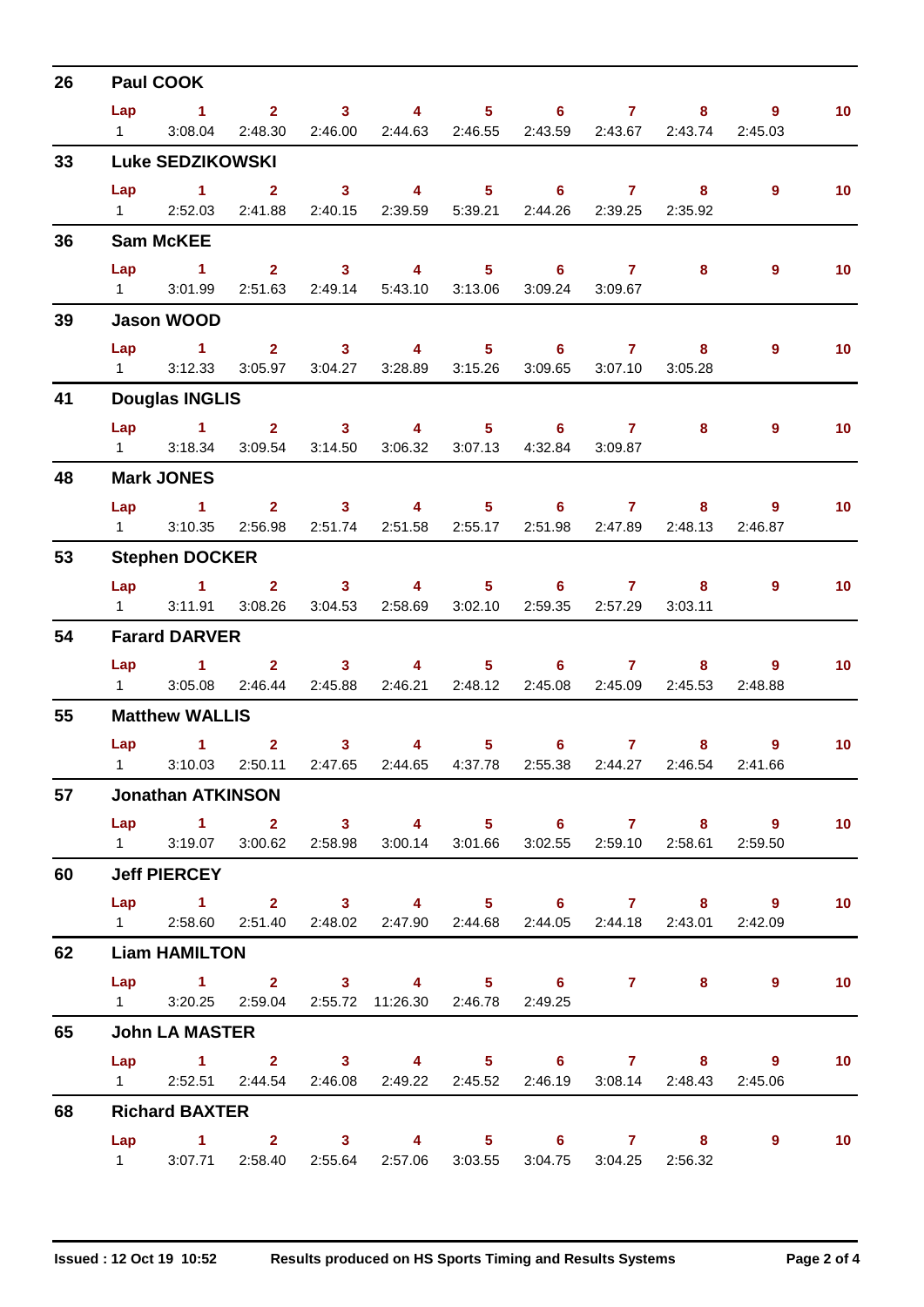**26 Paul COOK**

| Lap | 1 | 2 | 3 | 4 | 5 | 6 | 7 | 8 | 9 | 10 |
|---|---|---|---|---|---|---|---|---|---|---|
| 1 | 3:08.04 | 2:48.30 | 2:46.00 | 2:44.63 | 2:46.55 | 2:43.59 | 2:43.67 | 2:43.74 | 2:45.03 | |

**33 Luke SEDZIKOWSKI**

| Lap | 1 | 2 | 3 | 4 | 5 | 6 | 7 | 8 | 9 | 10 |
|---|---|---|---|---|---|---|---|---|---|---|
| 1 | 2:52.03 | 2:41.88 | 2:40.15 | 2:39.59 | 5:39.21 | 2:44.26 | 2:39.25 | 2:35.92 | | |

**36 Sam McKEE**

| Lap | 1 | 2 | 3 | 4 | 5 | 6 | 7 | 8 | 9 | 10 |
|---|---|---|---|---|---|---|---|---|---|---|
| 1 | 3:01.99 | 2:51.63 | 2:49.14 | 5:43.10 | 3:13.06 | 3:09.24 | 3:09.67 | | | |

**39 Jason WOOD**

| Lap | 1 | 2 | 3 | 4 | 5 | 6 | 7 | 8 | 9 | 10 |
|---|---|---|---|---|---|---|---|---|---|---|
| 1 | 3:12.33 | 3:05.97 | 3:04.27 | 3:28.89 | 3:15.26 | 3:09.65 | 3:07.10 | 3:05.28 | | |

**41 Douglas INGLIS**

| Lap | 1 | 2 | 3 | 4 | 5 | 6 | 7 | 8 | 9 | 10 |
|---|---|---|---|---|---|---|---|---|---|---|
| 1 | 3:18.34 | 3:09.54 | 3:14.50 | 3:06.32 | 3:07.13 | 4:32.84 | 3:09.87 | | | |

**48 Mark JONES**

| Lap | 1 | 2 | 3 | 4 | 5 | 6 | 7 | 8 | 9 | 10 |
|---|---|---|---|---|---|---|---|---|---|---|
| 1 | 3:10.35 | 2:56.98 | 2:51.74 | 2:51.58 | 2:55.17 | 2:51.98 | 2:47.89 | 2:48.13 | 2:46.87 | |

**53 Stephen DOCKER**

| Lap | 1 | 2 | 3 | 4 | 5 | 6 | 7 | 8 | 9 | 10 |
|---|---|---|---|---|---|---|---|---|---|---|
| 1 | 3:11.91 | 3:08.26 | 3:04.53 | 2:58.69 | 3:02.10 | 2:59.35 | 2:57.29 | 3:03.11 | | |

**54 Farard DARVER**

| Lap | 1 | 2 | 3 | 4 | 5 | 6 | 7 | 8 | 9 | 10 |
|---|---|---|---|---|---|---|---|---|---|---|
| 1 | 3:05.08 | 2:46.44 | 2:45.88 | 2:46.21 | 2:48.12 | 2:45.08 | 2:45.09 | 2:45.53 | 2:48.88 | |

**55 Matthew WALLIS**

| Lap | 1 | 2 | 3 | 4 | 5 | 6 | 7 | 8 | 9 | 10 |
|---|---|---|---|---|---|---|---|---|---|---|
| 1 | 3:10.03 | 2:50.11 | 2:47.65 | 2:44.65 | 4:37.78 | 2:55.38 | 2:44.27 | 2:46.54 | 2:41.66 | |

**57 Jonathan ATKINSON**

| Lap | 1 | 2 | 3 | 4 | 5 | 6 | 7 | 8 | 9 | 10 |
|---|---|---|---|---|---|---|---|---|---|---|
| 1 | 3:19.07 | 3:00.62 | 2:58.98 | 3:00.14 | 3:01.66 | 3:02.55 | 2:59.10 | 2:58.61 | 2:59.50 | |

**60 Jeff PIERCEY**

| Lap | 1 | 2 | 3 | 4 | 5 | 6 | 7 | 8 | 9 | 10 |
|---|---|---|---|---|---|---|---|---|---|---|
| 1 | 2:58.60 | 2:51.40 | 2:48.02 | 2:47.90 | 2:44.68 | 2:44.05 | 2:44.18 | 2:43.01 | 2:42.09 | |

**62 Liam HAMILTON**

| Lap | 1 | 2 | 3 | 4 | 5 | 6 | 7 | 8 | 9 | 10 |
|---|---|---|---|---|---|---|---|---|---|---|
| 1 | 3:20.25 | 2:59.04 | 2:55.72 | 11:26.30 | 2:46.78 | 2:49.25 | | | | |

**65 John LA MASTER**

| Lap | 1 | 2 | 3 | 4 | 5 | 6 | 7 | 8 | 9 | 10 |
|---|---|---|---|---|---|---|---|---|---|---|
| 1 | 2:52.51 | 2:44.54 | 2:46.08 | 2:49.22 | 2:45.52 | 2:46.19 | 3:08.14 | 2:48.43 | 2:45.06 | |

**68 Richard BAXTER**

| Lap | 1 | 2 | 3 | 4 | 5 | 6 | 7 | 8 | 9 | 10 |
|---|---|---|---|---|---|---|---|---|---|---|
| 1 | 3:07.71 | 2:58.40 | 2:55.64 | 2:57.06 | 3:03.55 | 3:04.75 | 3:04.25 | 2:56.32 | | |

**Issued : 12 Oct 19 10:52** **Results produced on HS Sports Timing and Results Systems**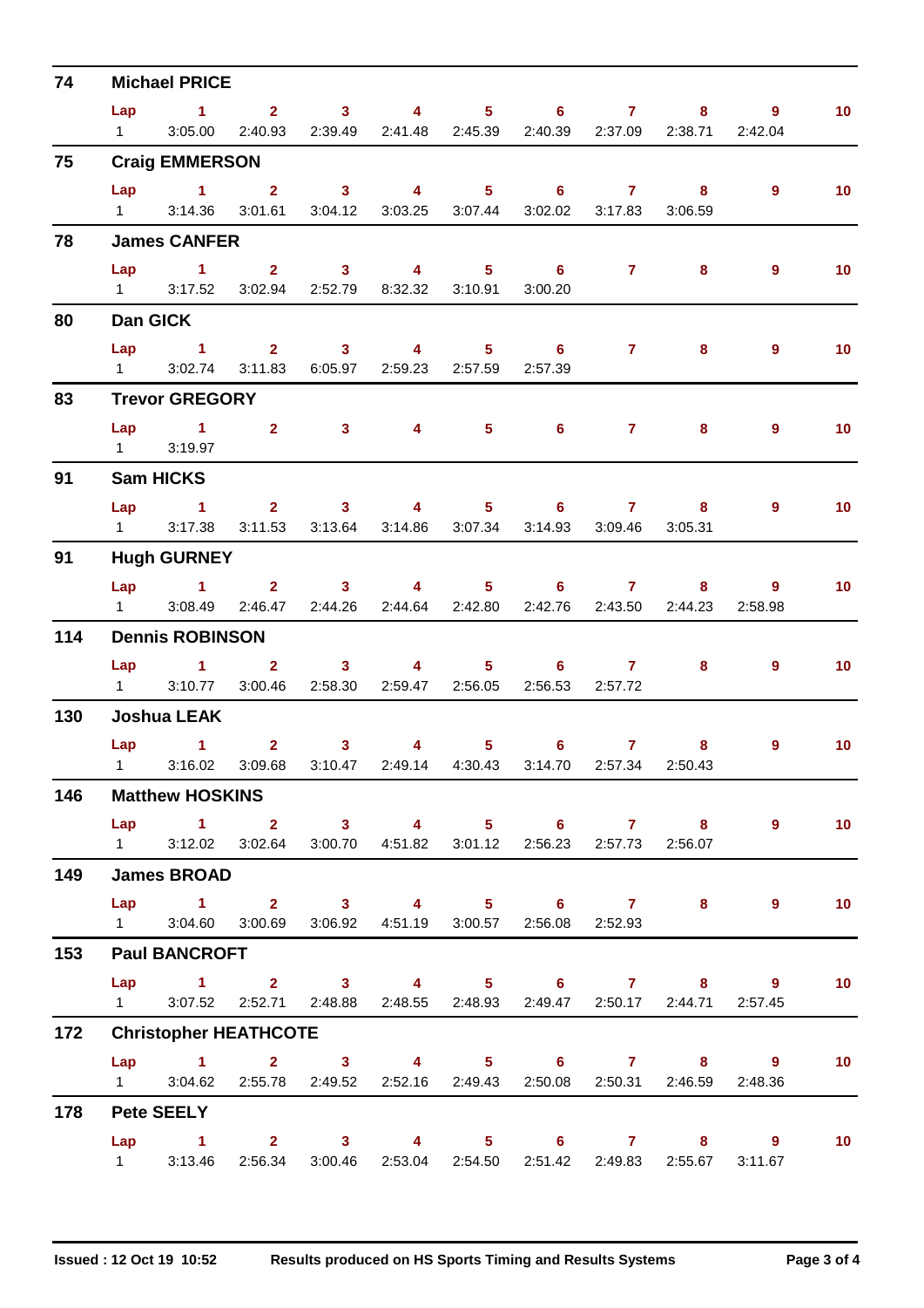## 74 Michael PRICE

| Lap | 1 | 2 | 3 | 4 | 5 | 6 | 7 | 8 | 9 | 10 |
|---|---|---|---|---|---|---|---|---|---|---|
| 1 | 3:05.00 | 2:40.93 | 2:39.49 | 2:41.48 | 2:45.39 | 2:40.39 | 2:37.09 | 2:38.71 | 2:42.04 | |

## 75 Craig EMMERSON

| Lap | 1 | 2 | 3 | 4 | 5 | 6 | 7 | 8 | 9 | 10 |
|---|---|---|---|---|---|---|---|---|---|---|
| 1 | 3:14.36 | 3:01.61 | 3:04.12 | 3:03.25 | 3:07.44 | 3:02.02 | 3:17.83 | 3:06.59 | | |

## 78 James CANFER

| Lap | 1 | 2 | 3 | 4 | 5 | 6 | 7 | 8 | 9 | 10 |
|---|---|---|---|---|---|---|---|---|---|---|
| 1 | 3:17.52 | 3:02.94 | 2:52.79 | 8:32.32 | 3:10.91 | 3:00.20 | | | | |

## 80 Dan GICK

| Lap | 1 | 2 | 3 | 4 | 5 | 6 | 7 | 8 | 9 | 10 |
|---|---|---|---|---|---|---|---|---|---|---|
| 1 | 3:02.74 | 3:11.83 | 6:05.97 | 2:59.23 | 2:57.59 | 2:57.39 | | | | |

## 83 Trevor GREGORY

| Lap | 1 | 2 | 3 | 4 | 5 | 6 | 7 | 8 | 9 | 10 |
|---|---|---|---|---|---|---|---|---|---|---|
| 1 | 3:19.97 | | | | | | | | | |

## 91 Sam HICKS

| Lap | 1 | 2 | 3 | 4 | 5 | 6 | 7 | 8 | 9 | 10 |
|---|---|---|---|---|---|---|---|---|---|---|
| 1 | 3:17.38 | 3:11.53 | 3:13.64 | 3:14.86 | 3:07.34 | 3:14.93 | 3:09.46 | 3:05.31 | | |

## 91 Hugh GURNEY

| Lap | 1 | 2 | 3 | 4 | 5 | 6 | 7 | 8 | 9 | 10 |
|---|---|---|---|---|---|---|---|---|---|---|
| 1 | 3:08.49 | 2:46.47 | 2:44.26 | 2:44.64 | 2:42.80 | 2:42.76 | 2:43.50 | 2:44.23 | 2:58.98 | |

## 114 Dennis ROBINSON

| Lap | 1 | 2 | 3 | 4 | 5 | 6 | 7 | 8 | 9 | 10 |
|---|---|---|---|---|---|---|---|---|---|---|
| 1 | 3:10.77 | 3:00.46 | 2:58.30 | 2:59.47 | 2:56.05 | 2:56.53 | 2:57.72 | | | |

## 130 Joshua LEAK

| Lap | 1 | 2 | 3 | 4 | 5 | 6 | 7 | 8 | 9 | 10 |
|---|---|---|---|---|---|---|---|---|---|---|
| 1 | 3:16.02 | 3:09.68 | 3:10.47 | 2:49.14 | 4:30.43 | 3:14.70 | 2:57.34 | 2:50.43 | | |

## 146 Matthew HOSKINS

| Lap | 1 | 2 | 3 | 4 | 5 | 6 | 7 | 8 | 9 | 10 |
|---|---|---|---|---|---|---|---|---|---|---|
| 1 | 3:12.02 | 3:02.64 | 3:00.70 | 4:51.82 | 3:01.12 | 2:56.23 | 2:57.73 | 2:56.07 | | |

## 149 James BROAD

| Lap | 1 | 2 | 3 | 4 | 5 | 6 | 7 | 8 | 9 | 10 |
|---|---|---|---|---|---|---|---|---|---|---|
| 1 | 3:04.60 | 3:00.69 | 3:06.92 | 4:51.19 | 3:00.57 | 2:56.08 | 2:52.93 | | | |

## 153 Paul BANCROFT

| Lap | 1 | 2 | 3 | 4 | 5 | 6 | 7 | 8 | 9 | 10 |
|---|---|---|---|---|---|---|---|---|---|---|
| 1 | 3:07.52 | 2:52.71 | 2:48.88 | 2:48.55 | 2:48.93 | 2:49.47 | 2:50.17 | 2:44.71 | 2:57.45 | |

## 172 Christopher HEATHCOTE

| Lap | 1 | 2 | 3 | 4 | 5 | 6 | 7 | 8 | 9 | 10 |
|---|---|---|---|---|---|---|---|---|---|---|
| 1 | 3:04.62 | 2:55.78 | 2:49.52 | 2:52.16 | 2:49.43 | 2:50.08 | 2:50.31 | 2:46.59 | 2:48.36 | |

## 178 Pete SEELY

| Lap | 1 | 2 | 3 | 4 | 5 | 6 | 7 | 8 | 9 | 10 |
|---|---|---|---|---|---|---|---|---|---|---|
| 1 | 3:13.46 | 2:56.34 | 3:00.46 | 2:53.04 | 2:54.50 | 2:51.42 | 2:49.83 | 2:55.67 | 3:11.67 | |

**Issued : 12 Oct 19 10:52** **Results produced on HS Sports Timing and Results Systems**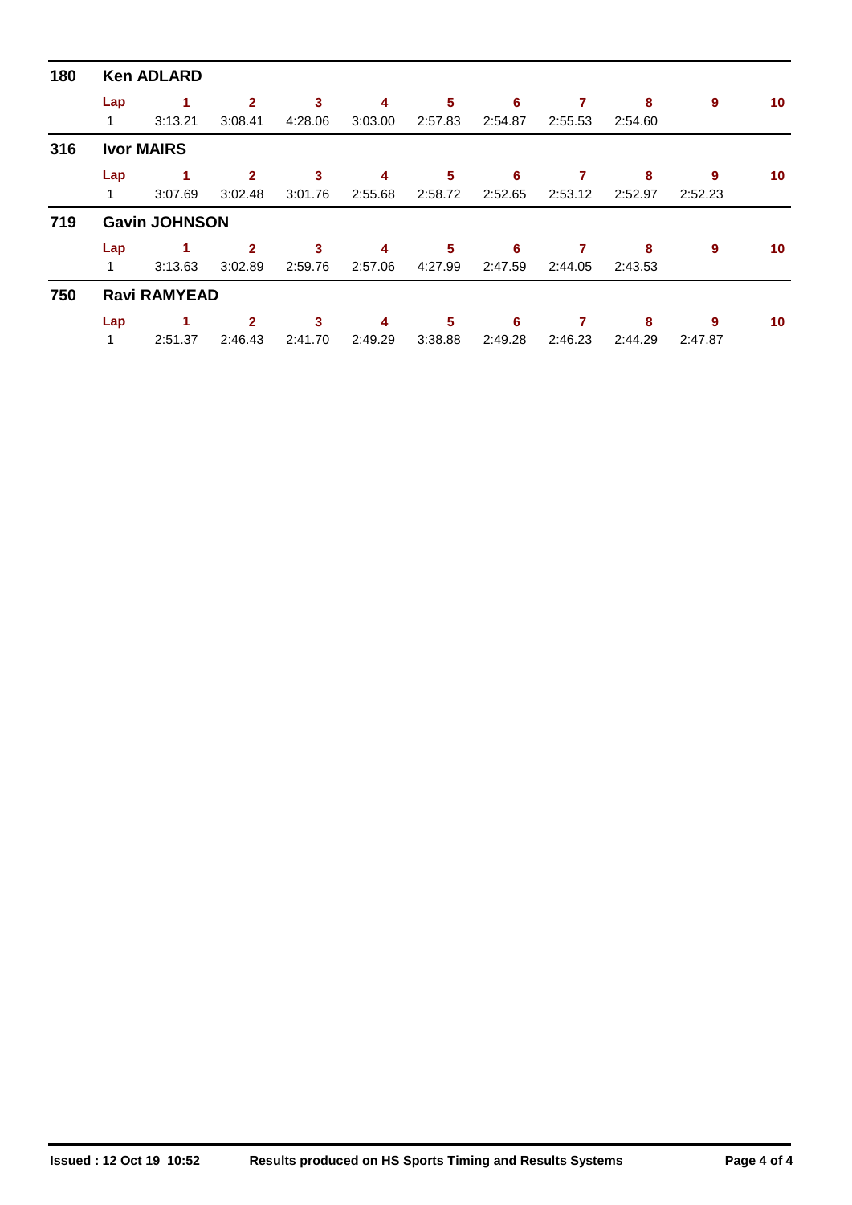## 180 Ken ADLARD

| Lap | 1 | 2 | 3 | 4 | 5 | 6 | 7 | 8 | 9 | 10 |
|---|---|---|---|---|---|---|---|---|---|---|
| 1 | 3:13.21 | 3:08.41 | 4:28.06 | 3:03.00 | 2:57.83 | 2:54.87 | 2:55.53 | 2:54.60 | | |

## 316 Ivor MAIRS

| Lap | 1 | 2 | 3 | 4 | 5 | 6 | 7 | 8 | 9 | 10 |
|---|---|---|---|---|---|---|---|---|---|---|
| 1 | 3:07.69 | 3:02.48 | 3:01.76 | 2:55.68 | 2:58.72 | 2:52.65 | 2:53.12 | 2:52.97 | 2:52.23 | |

## 719 Gavin JOHNSON

| Lap | 1 | 2 | 3 | 4 | 5 | 6 | 7 | 8 | 9 | 10 |
|---|---|---|---|---|---|---|---|---|---|---|
| 1 | 3:13.63 | 3:02.89 | 2:59.76 | 2:57.06 | 4:27.99 | 2:47.59 | 2:44.05 | 2:43.53 | | |

## 750 Ravi RAMYEAD

| Lap | 1 | 2 | 3 | 4 | 5 | 6 | 7 | 8 | 9 | 10 |
|---|---|---|---|---|---|---|---|---|---|---|
| 1 | 2:51.37 | 2:46.43 | 2:41.70 | 2:49.29 | 3:38.88 | 2:49.28 | 2:46.23 | 2:44.29 | 2:47.87 | |

**Issued : 12 Oct 19 10:52** **Results produced on HS Sports Timing and Results Systems**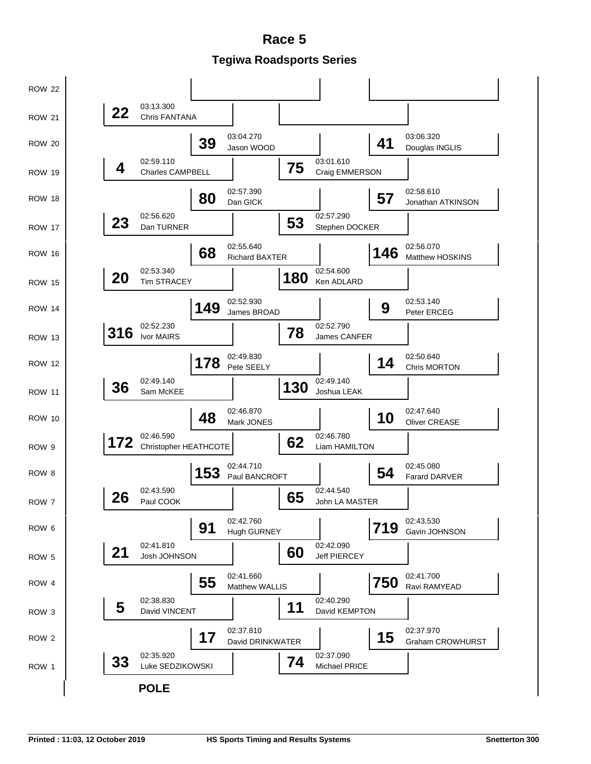# Race 5

## Tegiwa Roadsports Series

| Row | Left | Centre | Right |
| --- | --- | --- | --- |
| ROW 22 | | | |
| ROW 21 | **22** 03:13.300 Chris FANTANA | | |
| ROW 20 | | **39** 03:04.270 Jason WOOD | **41** 03:06.320 Douglas INGLIS |
| ROW 19 | **4** 02:59.110 Charles CAMPBELL | **75** 03:01.610 Craig EMMERSON | |
| ROW 18 | | **80** 02:57.390 Dan GICK | **57** 02:58.610 Jonathan ATKINSON |
| ROW 17 | **23** 02:56.620 Dan TURNER | **53** 02:57.290 Stephen DOCKER | |
| ROW 16 | | **68** 02:55.640 Richard BAXTER | **146** 02:56.070 Matthew HOSKINS |
| ROW 15 | **20** 02:53.340 Tim STRACEY | **180** 02:54.600 Ken ADLARD | |
| ROW 14 | | **149** 02:52.930 James BROAD | **9** 02:53.140 Peter ERCEG |
| ROW 13 | **316** 02:52.230 Ivor MAIRS | **78** 02:52.790 James CANFER | |
| ROW 12 | | **178** 02:49.830 Pete SEELY | **14** 02:50.640 Chris MORTON |
| ROW 11 | **36** 02:49.140 Sam McKEE | **130** 02:49.140 Joshua LEAK | |
| ROW 10 | | **48** 02:46.870 Mark JONES | **10** 02:47.640 Oliver CREASE |
| ROW 9 | **172** 02:46.590 Christopher HEATHCOTE | **62** 02:46.780 Liam HAMILTON | |
| ROW 8 | | **153** 02:44.710 Paul BANCROFT | **54** 02:45.080 Farard DARVER |
| ROW 7 | **26** 02:43.590 Paul COOK | **65** 02:44.540 John LA MASTER | |
| ROW 6 | | **91** 02:42.760 Hugh GURNEY | **719** 02:43.530 Gavin JOHNSON |
| ROW 5 | **21** 02:41.810 Josh JOHNSON | **60** 02:42.090 Jeff PIERCEY | |
| ROW 4 | | **55** 02:41.660 Matthew WALLIS | **750** 02:41.700 Ravi RAMYEAD |
| ROW 3 | **5** 02:38.830 David VINCENT | **11** 02:40.290 David KEMPTON | |
| ROW 2 | | **17** 02:37.810 David DRINKWATER | **15** 02:37.970 Graham CROWHURST |
| ROW 1 | **33** 02:35.920 Luke SEDZIKOWSKI | **74** 02:37.090 Michael PRICE | |

**POLE**

Printed : 11:03, 12 October 2019 — HS Sports Timing and Results Systems — Snetterton 300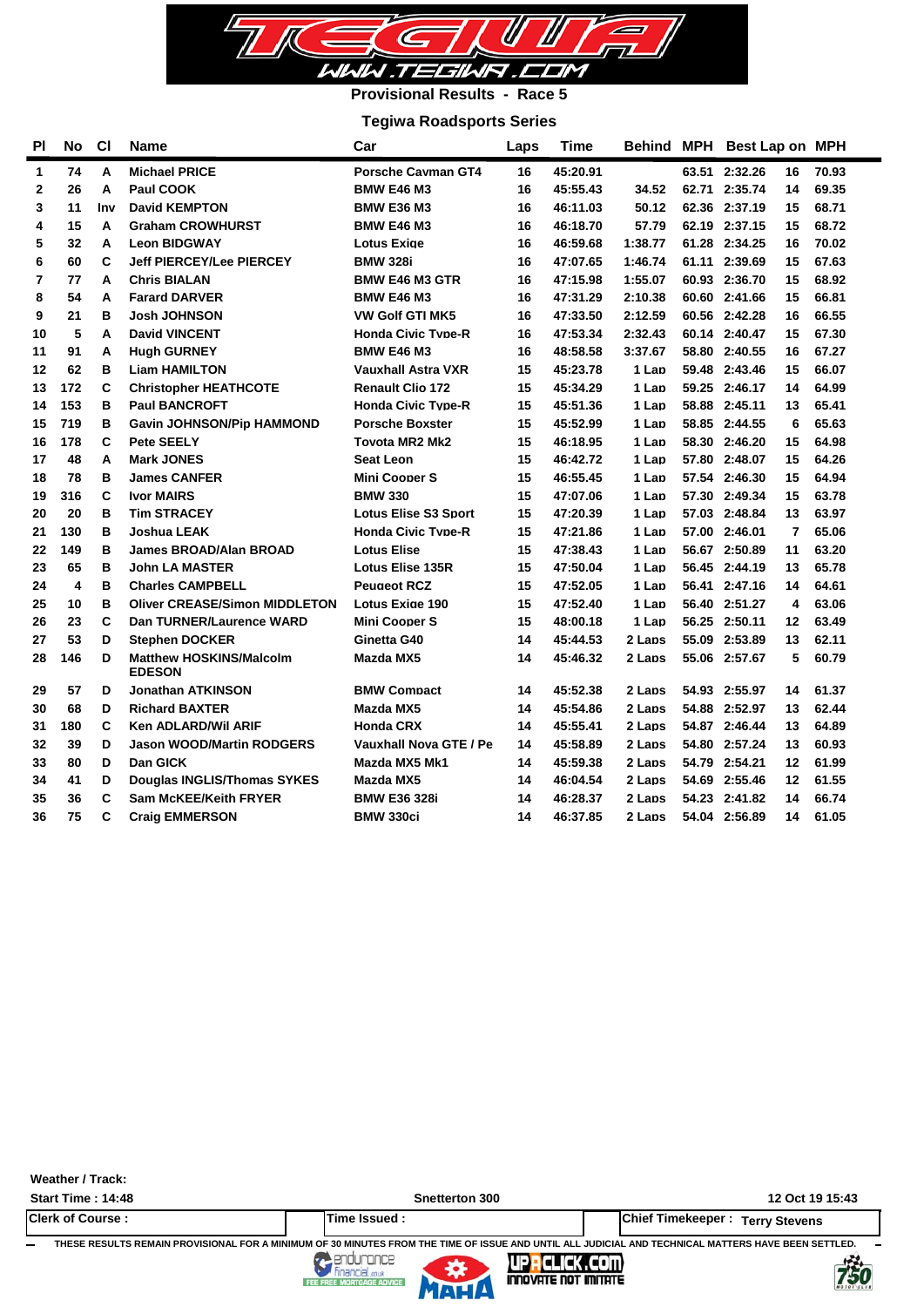**TEGIWA**
WWW.TEGIWA.COM

## Provisional Results - Race 5

### Tegiwa Roadsports Series

| Pl | No | Cl | Name | Car | Laps | Time | Behind | MPH | Best Lap | on | MPH |
|---|---|---|---|---|---|---|---|---|---|---|---|
| 1 | 74 | A | Michael PRICE | Porsche Cayman GT4 | 16 | 45:20.91 | | 63.51 | 2:32.26 | 16 | 70.93 |
| 2 | 26 | A | Paul COOK | BMW E46 M3 | 16 | 45:55.43 | 34.52 | 62.71 | 2:35.74 | 14 | 69.35 |
| 3 | 11 | Inv | David KEMPTON | BMW E36 M3 | 16 | 46:11.03 | 50.12 | 62.36 | 2:37.19 | 15 | 68.71 |
| 4 | 15 | A | Graham CROWHURST | BMW E46 M3 | 16 | 46:18.70 | 57.79 | 62.19 | 2:37.15 | 15 | 68.72 |
| 5 | 32 | A | Leon BIDGWAY | Lotus Exige | 16 | 46:59.68 | 1:38.77 | 61.28 | 2:34.25 | 16 | 70.02 |
| 6 | 60 | C | Jeff PIERCEY/Lee PIERCEY | BMW 328i | 16 | 47:07.65 | 1:46.74 | 61.11 | 2:39.69 | 15 | 67.63 |
| 7 | 77 | A | Chris BIALAN | BMW E46 M3 GTR | 16 | 47:15.98 | 1:55.07 | 60.93 | 2:36.70 | 15 | 68.92 |
| 8 | 54 | A | Farard DARVER | BMW E46 M3 | 16 | 47:31.29 | 2:10.38 | 60.60 | 2:41.66 | 15 | 66.81 |
| 9 | 21 | B | Josh JOHNSON | VW Golf GTI MK5 | 16 | 47:33.50 | 2:12.59 | 60.56 | 2:42.28 | 16 | 66.55 |
| 10 | 5 | A | David VINCENT | Honda Civic Type-R | 16 | 47:53.34 | 2:32.43 | 60.14 | 2:40.47 | 15 | 67.30 |
| 11 | 91 | A | Hugh GURNEY | BMW E46 M3 | 16 | 48:58.58 | 3:37.67 | 58.80 | 2:40.55 | 16 | 67.27 |
| 12 | 62 | B | Liam HAMILTON | Vauxhall Astra VXR | 15 | 45:23.78 | 1 Lap | 59.48 | 2:43.46 | 15 | 66.07 |
| 13 | 172 | C | Christopher HEATHCOTE | Renault Clio 172 | 15 | 45:34.29 | 1 Lap | 59.25 | 2:46.17 | 14 | 64.99 |
| 14 | 153 | B | Paul BANCROFT | Honda Civic Type-R | 15 | 45:51.36 | 1 Lap | 58.88 | 2:45.11 | 13 | 65.41 |
| 15 | 719 | B | Gavin JOHNSON/Pip HAMMOND | Porsche Boxster | 15 | 45:52.99 | 1 Lap | 58.85 | 2:44.55 | 6 | 65.63 |
| 16 | 178 | C | Pete SEELY | Toyota MR2 Mk2 | 15 | 46:18.95 | 1 Lap | 58.30 | 2:46.20 | 15 | 64.98 |
| 17 | 48 | A | Mark JONES | Seat Leon | 15 | 46:42.72 | 1 Lap | 57.80 | 2:48.07 | 15 | 64.26 |
| 18 | 78 | B | James CANFER | Mini Cooper S | 15 | 46:55.45 | 1 Lap | 57.54 | 2:46.30 | 15 | 64.94 |
| 19 | 316 | C | Ivor MAIRS | BMW 330 | 15 | 47:07.06 | 1 Lap | 57.30 | 2:49.34 | 15 | 63.78 |
| 20 | 20 | B | Tim STRACEY | Lotus Elise S3 Sport | 15 | 47:20.39 | 1 Lap | 57.03 | 2:48.84 | 13 | 63.97 |
| 21 | 130 | B | Joshua LEAK | Honda Civic Type-R | 15 | 47:21.86 | 1 Lap | 57.00 | 2:46.01 | 7 | 65.06 |
| 22 | 149 | B | James BROAD/Alan BROAD | Lotus Elise | 15 | 47:38.43 | 1 Lap | 56.67 | 2:50.89 | 11 | 63.20 |
| 23 | 65 | B | John LA MASTER | Lotus Elise 135R | 15 | 47:50.04 | 1 Lap | 56.45 | 2:44.19 | 13 | 65.78 |
| 24 | 4 | B | Charles CAMPBELL | Peugeot RCZ | 15 | 47:52.05 | 1 Lap | 56.41 | 2:47.16 | 14 | 64.61 |
| 25 | 10 | B | Oliver CREASE/Simon MIDDLETON | Lotus Exige 190 | 15 | 47:52.40 | 1 Lap | 56.40 | 2:51.27 | 4 | 63.06 |
| 26 | 23 | C | Dan TURNER/Laurence WARD | Mini Cooper S | 15 | 48:00.18 | 1 Lap | 56.25 | 2:50.11 | 12 | 63.49 |
| 27 | 53 | D | Stephen DOCKER | Ginetta G40 | 14 | 45:44.53 | 2 Laps | 55.09 | 2:53.89 | 13 | 62.11 |
| 28 | 146 | D | Matthew HOSKINS/Malcolm EDESON | Mazda MX5 | 14 | 45:46.32 | 2 Laps | 55.06 | 2:57.67 | 5 | 60.79 |
| 29 | 57 | D | Jonathan ATKINSON | BMW Compact | 14 | 45:52.38 | 2 Laps | 54.93 | 2:55.97 | 14 | 61.37 |
| 30 | 68 | D | Richard BAXTER | Mazda MX5 | 14 | 45:54.86 | 2 Laps | 54.88 | 2:52.97 | 13 | 62.44 |
| 31 | 180 | C | Ken ADLARD/Wil ARIF | Honda CRX | 14 | 45:55.41 | 2 Laps | 54.87 | 2:46.44 | 13 | 64.89 |
| 32 | 39 | D | Jason WOOD/Martin RODGERS | Vauxhall Nova GTE / Pe | 14 | 45:58.89 | 2 Laps | 54.80 | 2:57.24 | 13 | 60.93 |
| 33 | 80 | D | Dan GICK | Mazda MX5 Mk1 | 14 | 45:59.38 | 2 Laps | 54.79 | 2:54.21 | 12 | 61.99 |
| 34 | 41 | D | Douglas INGLIS/Thomas SYKES | Mazda MX5 | 14 | 46:04.54 | 2 Laps | 54.69 | 2:55.46 | 12 | 61.55 |
| 35 | 36 | C | Sam McKEE/Keith FRYER | BMW E36 328i | 14 | 46:28.37 | 2 Laps | 54.23 | 2:41.82 | 14 | 66.74 |
| 36 | 75 | C | Craig EMMERSON | BMW 330ci | 14 | 46:37.85 | 2 Laps | 54.04 | 2:56.89 | 14 | 61.05 |

Weather / Track:

Start Time : 14:48 — Snetterton 300 — 12 Oct 19 15:43

| Clerk of Course : | Time Issued : | Chief Timekeeper : Terry Stevens |
|---|---|---|

THESE RESULTS REMAIN PROVISIONAL FOR A MINIMUM OF 30 MINUTES FROM THE TIME OF ISSUE AND UNTIL ALL JUDICIAL AND TECHNICAL MATTERS HAVE BEEN SETTLED.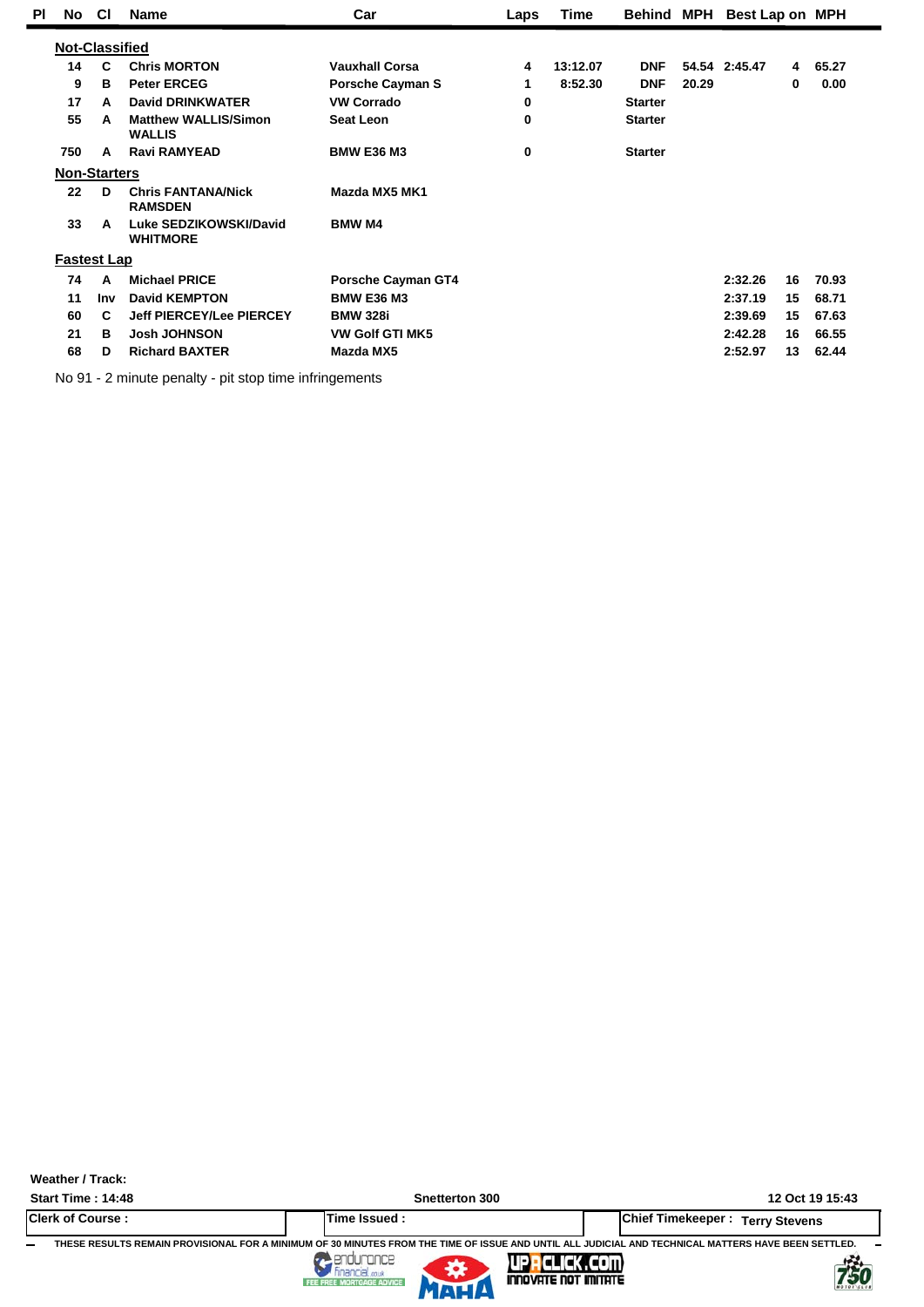| Pl | No | Cl | Name | Car | Laps | Time | Behind | MPH | Best Lap | on | MPH |
|---|---|---|---|---|---|---|---|---|---|---|---|
| **Not-Classified** | | | | | | | | | | | |
| | 14 | C | Chris MORTON | Vauxhall Corsa | 4 | 13:12.07 | DNF | 54.54 | 2:45.47 | 4 | 65.27 |
| | 9 | B | Peter ERCEG | Porsche Cayman S | 1 | 8:52.30 | DNF | 20.29 | | 0 | 0.00 |
| | 17 | A | David DRINKWATER | VW Corrado | 0 | | Starter | | | | |
| | 55 | A | Matthew WALLIS/Simon WALLIS | Seat Leon | 0 | | Starter | | | | |
| | 750 | A | Ravi RAMYEAD | BMW E36 M3 | 0 | | Starter | | | | |
| **Non-Starters** | | | | | | | | | | | |
| | 22 | D | Chris FANTANA/Nick RAMSDEN | Mazda MX5 MK1 | | | | | | | |
| | 33 | A | Luke SEDZIKOWSKI/David WHITMORE | BMW M4 | | | | | | | |
| **Fastest Lap** | | | | | | | | | | | |
| | 74 | A | Michael PRICE | Porsche Cayman GT4 | | | | | 2:32.26 | 16 | 70.93 |
| | 11 | Inv | David KEMPTON | BMW E36 M3 | | | | | 2:37.19 | 15 | 68.71 |
| | 60 | C | Jeff PIERCEY/Lee PIERCEY | BMW 328i | | | | | 2:39.69 | 15 | 67.63 |
| | 21 | B | Josh JOHNSON | VW Golf GTI MK5 | | | | | 2:42.28 | 16 | 66.55 |
| | 68 | D | Richard BAXTER | Mazda MX5 | | | | | 2:52.97 | 13 | 62.44 |

No 91 - 2 minute penalty - pit stop time infringements

Weather / Track:

Start Time : 14:48 | Snetterton 300 | 12 Oct 19 15:43

| Clerk of Course : | Time Issued : | Chief Timekeeper : Terry Stevens |
|---|---|---|

THESE RESULTS REMAIN PROVISIONAL FOR A MINIMUM OF 30 MINUTES FROM THE TIME OF ISSUE AND UNTIL ALL JUDICIAL AND TECHNICAL MATTERS HAVE BEEN SETTLED.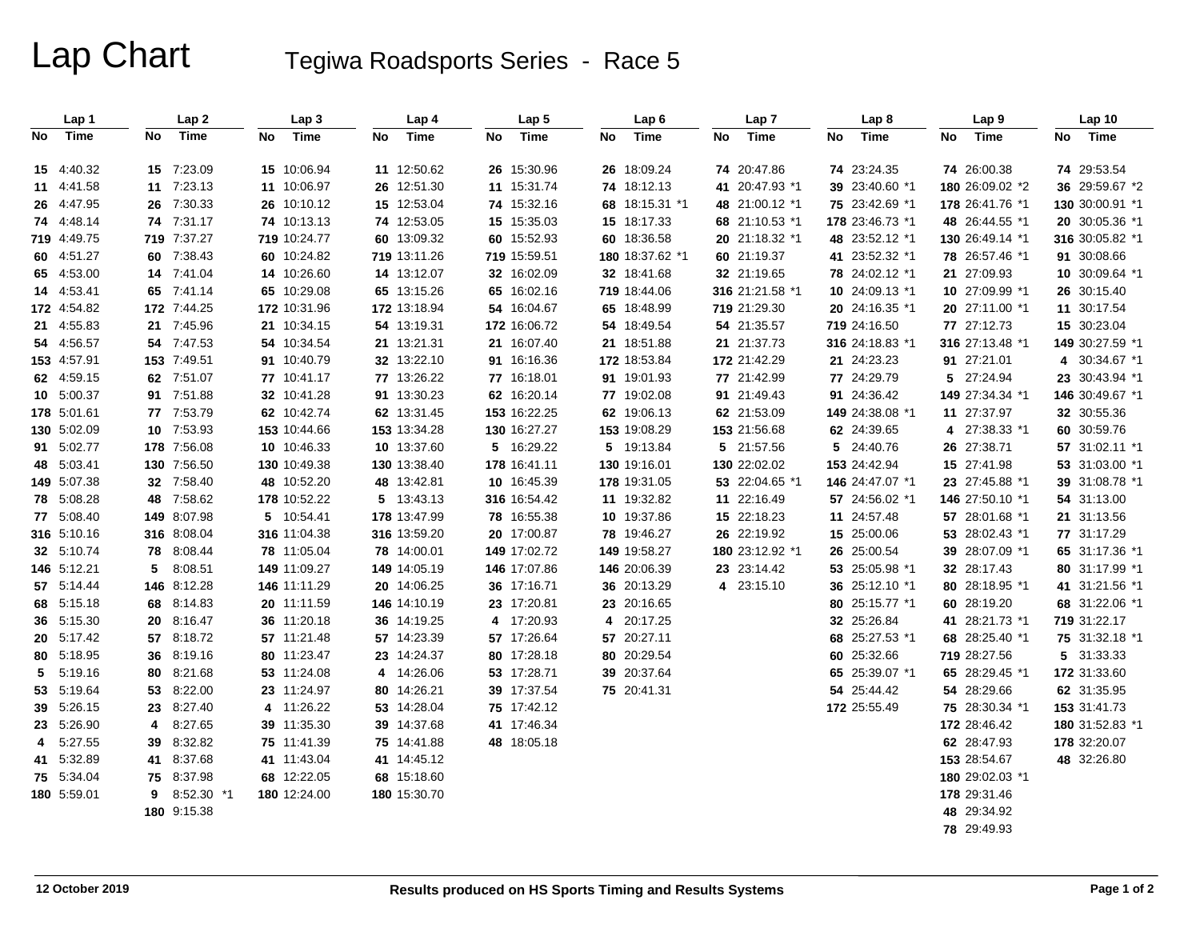# Lap Chart

## Tegiwa Roadsports Series - Race 5

| Lap 1 No | Lap 1 Time | Lap 2 No | Lap 2 Time | Lap 3 No | Lap 3 Time | Lap 4 No | Lap 4 Time | Lap 5 No | Lap 5 Time | Lap 6 No | Lap 6 Time | Lap 7 No | Lap 7 Time | Lap 8 No | Lap 8 Time | Lap 9 No | Lap 9 Time | Lap 10 No | Lap 10 Time |
|---|---|---|---|---|---|---|---|---|---|---|---|---|---|---|---|---|---|---|---|
| 15 | 4:40.32 | 15 | 7:23.09 | 15 | 10:06.94 | 11 | 12:50.62 | 26 | 15:30.96 | 26 | 18:09.24 | 74 | 20:47.86 | 74 | 23:24.35 | 74 | 26:00.38 | 74 | 29:53.54 |
| 11 | 4:41.58 | 11 | 7:23.13 | 11 | 10:06.97 | 26 | 12:51.30 | 11 | 15:31.74 | 74 | 18:12.13 | 41 | 20:47.93 *1 | 39 | 23:40.60 *1 | 180 | 26:09.02 *2 | 36 | 29:59.67 *2 |
| 26 | 4:47.95 | 26 | 7:30.33 | 26 | 10:10.12 | 15 | 12:53.04 | 74 | 15:32.16 | 68 | 18:15.31 *1 | 48 | 21:00.12 *1 | 75 | 23:42.69 *1 | 178 | 26:41.76 *1 | 130 | 30:00.91 *1 |
| 74 | 4:48.14 | 74 | 7:31.17 | 74 | 10:13.13 | 74 | 12:53.05 | 15 | 15:35.03 | 15 | 18:17.33 | 68 | 21:10.53 *1 | 178 | 23:46.73 *1 | 48 | 26:44.55 *1 | 20 | 30:05.36 *1 |
| 719 | 4:49.75 | 719 | 7:37.27 | 719 | 10:24.77 | 60 | 13:09.32 | 60 | 15:52.93 | 60 | 18:36.58 | 20 | 21:18.32 *1 | 48 | 23:52.12 *1 | 130 | 26:49.14 *1 | 316 | 30:05.82 *1 |
| 60 | 4:51.27 | 60 | 7:38.43 | 60 | 10:24.82 | 719 | 13:11.26 | 719 | 15:59.51 | 180 | 18:37.62 *1 | 60 | 21:19.37 | 41 | 23:52.32 *1 | 78 | 26:57.46 *1 | 91 | 30:08.66 |
| 65 | 4:53.00 | 14 | 7:41.04 | 14 | 10:26.60 | 14 | 13:12.07 | 32 | 16:02.09 | 32 | 18:41.68 | 32 | 21:19.65 | 78 | 24:02.12 *1 | 21 | 27:09.93 | 10 | 30:09.64 *1 |
| 14 | 4:53.41 | 65 | 7:41.14 | 65 | 10:29.08 | 65 | 13:15.26 | 65 | 16:02.16 | 719 | 18:44.06 | 316 | 21:21.58 *1 | 10 | 24:09.13 *1 | 10 | 27:09.99 *1 | 26 | 30:15.40 |
| 172 | 4:54.82 | 172 | 7:44.25 | 172 | 10:31.96 | 172 | 13:18.94 | 54 | 16:04.67 | 65 | 18:48.99 | 719 | 21:29.30 | 20 | 24:16.35 *1 | 20 | 27:11.00 *1 | 11 | 30:17.54 |
| 21 | 4:55.83 | 21 | 7:45.96 | 21 | 10:34.15 | 54 | 13:19.31 | 172 | 16:06.72 | 54 | 18:49.54 | 54 | 21:35.57 | 719 | 24:16.50 | 77 | 27:12.73 | 15 | 30:23.04 |
| 54 | 4:56.57 | 54 | 7:47.53 | 54 | 10:34.54 | 21 | 13:21.31 | 21 | 16:07.40 | 21 | 18:51.88 | 21 | 21:37.73 | 316 | 24:18.83 *1 | 316 | 27:13.48 *1 | 149 | 30:27.59 *1 |
| 153 | 4:57.91 | 153 | 7:49.51 | 91 | 10:40.79 | 32 | 13:22.10 | 91 | 16:16.36 | 172 | 18:53.84 | 172 | 21:42.29 | 21 | 24:23.23 | 91 | 27:21.01 | 4 | 30:34.67 *1 |
| 62 | 4:59.15 | 62 | 7:51.07 | 77 | 10:41.17 | 77 | 13:26.22 | 77 | 16:18.01 | 91 | 19:01.93 | 77 | 21:42.99 | 77 | 24:29.79 | 5 | 27:24.94 | 23 | 30:43.94 *1 |
| 10 | 5:00.37 | 91 | 7:51.88 | 32 | 10:41.28 | 91 | 13:30.23 | 62 | 16:20.14 | 77 | 19:02.08 | 91 | 21:49.43 | 91 | 24:36.42 | 149 | 27:34.34 *1 | 146 | 30:49.67 *1 |
| 178 | 5:01.61 | 77 | 7:53.79 | 62 | 10:42.74 | 62 | 13:31.45 | 153 | 16:22.25 | 62 | 19:06.13 | 62 | 21:53.09 | 149 | 24:38.08 *1 | 11 | 27:37.97 | 32 | 30:55.36 |
| 130 | 5:02.09 | 10 | 7:53.93 | 153 | 10:44.66 | 153 | 13:34.28 | 130 | 16:27.27 | 153 | 19:08.29 | 153 | 21:56.68 | 62 | 24:39.65 | 4 | 27:38.33 *1 | 60 | 30:59.76 |
| 91 | 5:02.77 | 178 | 7:56.08 | 10 | 10:46.33 | 10 | 13:37.60 | 5 | 16:29.22 | 5 | 19:13.84 | 5 | 21:57.56 | 5 | 24:40.76 | 26 | 27:38.71 | 57 | 31:02.11 *1 |
| 48 | 5:03.41 | 130 | 7:56.50 | 130 | 10:49.38 | 130 | 13:38.40 | 178 | 16:41.11 | 130 | 19:16.01 | 130 | 22:02.02 | 153 | 24:42.94 | 15 | 27:41.98 | 53 | 31:03.00 *1 |
| 149 | 5:07.38 | 32 | 7:58.40 | 48 | 10:52.20 | 48 | 13:42.81 | 10 | 16:45.39 | 178 | 19:31.05 | 53 | 22:04.65 *1 | 146 | 24:47.07 *1 | 23 | 27:45.88 *1 | 39 | 31:08.78 *1 |
| 78 | 5:08.28 | 48 | 7:58.62 | 178 | 10:52.22 | 5 | 13:43.13 | 316 | 16:54.42 | 11 | 19:32.82 | 11 | 22:16.49 | 57 | 24:56.02 *1 | 146 | 27:50.10 *1 | 54 | 31:13.00 |
| 77 | 5:08.40 | 149 | 8:07.98 | 5 | 10:54.41 | 178 | 13:47.99 | 78 | 16:55.38 | 10 | 19:37.86 | 15 | 22:18.23 | 11 | 24:57.48 | 57 | 28:01.68 *1 | 21 | 31:13.56 |
| 316 | 5:10.16 | 316 | 8:08.04 | 316 | 11:04.38 | 316 | 13:59.20 | 20 | 17:00.87 | 78 | 19:46.27 | 26 | 22:19.92 | 15 | 25:00.06 | 53 | 28:02.43 *1 | 77 | 31:17.29 |
| 32 | 5:10.74 | 78 | 8:08.44 | 78 | 11:05.04 | 78 | 14:00.01 | 149 | 17:02.72 | 149 | 19:58.27 | 180 | 23:12.92 *1 | 26 | 25:00.54 | 39 | 28:07.09 *1 | 65 | 31:17.36 *1 |
| 146 | 5:12.21 | 5 | 8:08.51 | 149 | 11:09.27 | 149 | 14:05.19 | 146 | 17:07.86 | 146 | 20:06.39 | 23 | 23:14.42 | 53 | 25:05.98 *1 | 32 | 28:17.43 | 80 | 31:17.99 *1 |
| 57 | 5:14.44 | 146 | 8:12.28 | 146 | 11:11.29 | 20 | 14:06.25 | 36 | 17:16.71 | 36 | 20:13.29 | 4 | 23:15.10 | 36 | 25:12.10 *1 | 80 | 28:18.95 *1 | 41 | 31:21.56 *1 |
| 68 | 5:15.18 | 68 | 8:14.83 | 20 | 11:11.59 | 146 | 14:10.19 | 23 | 17:20.81 | 23 | 20:16.65 | | | 80 | 25:15.77 *1 | 60 | 28:19.20 | 68 | 31:22.06 *1 |
| 36 | 5:15.30 | 20 | 8:16.47 | 36 | 11:20.18 | 36 | 14:19.25 | 4 | 17:20.93 | 4 | 20:17.25 | | | 32 | 25:26.84 | 41 | 28:21.73 *1 | 719 | 31:22.17 |
| 20 | 5:17.42 | 57 | 8:18.72 | 57 | 11:21.48 | 57 | 14:23.39 | 57 | 17:26.64 | 57 | 20:27.11 | | | 68 | 25:27.53 *1 | 68 | 28:25.40 *1 | 75 | 31:32.18 *1 |
| 80 | 5:18.95 | 36 | 8:19.16 | 80 | 11:23.47 | 23 | 14:24.37 | 80 | 17:28.18 | 80 | 20:29.54 | | | 60 | 25:32.66 | 719 | 28:27.56 | 5 | 31:33.33 |
| 5 | 5:19.16 | 80 | 8:21.68 | 53 | 11:24.08 | 4 | 14:26.06 | 53 | 17:28.71 | 39 | 20:37.64 | | | 65 | 25:39.07 *1 | 65 | 28:29.45 *1 | 172 | 31:33.60 |
| 53 | 5:19.64 | 53 | 8:22.00 | 23 | 11:24.97 | 80 | 14:26.21 | 39 | 17:37.54 | 75 | 20:41.31 | | | 54 | 25:44.42 | 54 | 28:29.66 | 62 | 31:35.95 |
| 39 | 5:26.15 | 23 | 8:27.40 | 4 | 11:26.22 | 53 | 14:28.04 | 75 | 17:42.12 | | | | | 172 | 25:55.49 | 75 | 28:30.34 *1 | 153 | 31:41.73 |
| 23 | 5:26.90 | 4 | 8:27.65 | 39 | 11:35.30 | 39 | 14:37.68 | 41 | 17:46.34 | | | | | | | 172 | 28:46.42 | 180 | 31:52.83 *1 |
| 4 | 5:27.55 | 39 | 8:32.82 | 75 | 11:41.39 | 75 | 14:41.88 | 48 | 18:05.18 | | | | | | | 62 | 28:47.93 | 178 | 32:20.07 |
| 41 | 5:32.89 | 41 | 8:37.68 | 41 | 11:43.04 | 41 | 14:45.12 | | | | | | | | | 153 | 28:54.67 | 48 | 32:26.80 |
| 75 | 5:34.04 | 75 | 8:37.98 | 68 | 12:22.05 | 68 | 15:18.60 | | | | | | | | | 180 | 29:02.03 *1 | | |
| 180 | 5:59.01 | 9 | 8:52.30 *1 | 180 | 12:24.00 | 180 | 15:30.70 | | | | | | | | | 178 | 29:31.46 | | |
| | | 180 | 9:15.38 | | | | | | | | | | | | | 48 | 29:34.92 | | |
| | | | | | | | | | | | | | | | | 78 | 29:49.93 | | |

12 October 2019

Results produced on HS Sports Timing and Results Systems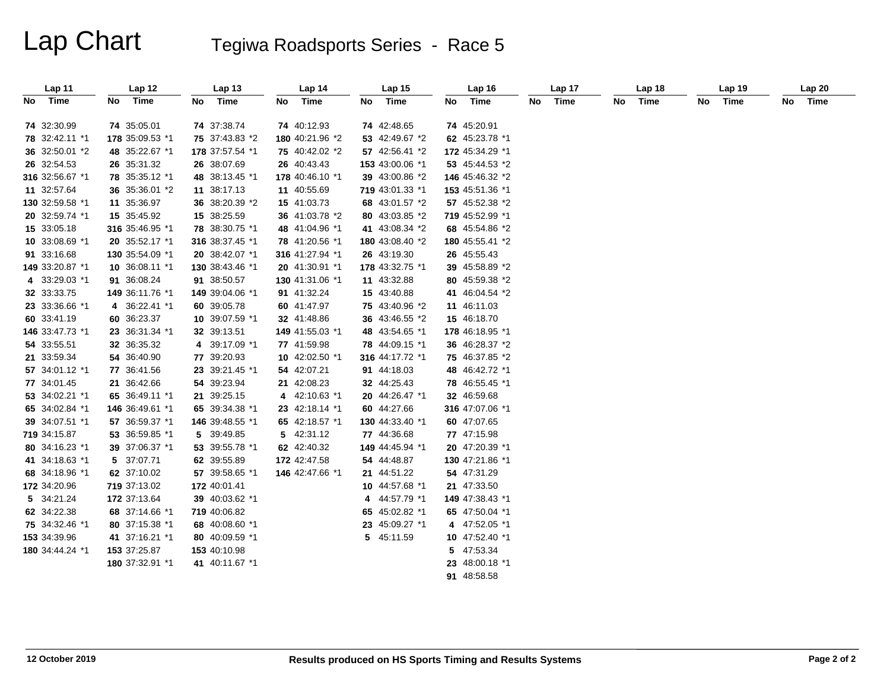# Lap Chart

## Tegiwa Roadsports Series - Race 5

| Lap 11 | | Lap 12 | | Lap 13 | | Lap 14 | | Lap 15 | | Lap 16 | | Lap 17 | | Lap 18 | | Lap 19 | | Lap 20 | |
|---|---|---|---|---|---|---|---|---|---|---|---|---|---|---|---|---|---|---|---|
| No | Time | No | Time | No | Time | No | Time | No | Time | No | Time | No | Time | No | Time | No | Time | No | Time |
| 74 | 32:30.99 | 74 | 35:05.01 | 74 | 37:38.74 | 74 | 40:12.93 | 74 | 42:48.65 | 74 | 45:20.91 | | | | | | | | |
| 78 | 32:42.11 *1 | 178 | 35:09.53 *1 | 75 | 37:43.83 *2 | 180 | 40:21.96 *2 | 53 | 42:49.67 *2 | 62 | 45:23.78 *1 | | | | | | | | |
| 36 | 32:50.01 *2 | 48 | 35:22.67 *1 | 178 | 37:57.54 *1 | 75 | 40:42.02 *2 | 57 | 42:56.41 *2 | 172 | 45:34.29 *1 | | | | | | | | |
| 26 | 32:54.53 | 26 | 35:31.32 | 26 | 38:07.69 | 26 | 40:43.43 | 153 | 43:00.06 *1 | 53 | 45:44.53 *2 | | | | | | | | |
| 316 | 32:56.67 *1 | 78 | 35:35.12 *1 | 48 | 38:13.45 *1 | 178 | 40:46.10 *1 | 39 | 43:00.86 *2 | 146 | 45:46.32 *2 | | | | | | | | |
| 11 | 32:57.64 | 36 | 35:36.01 *2 | 11 | 38:17.13 | 11 | 40:55.69 | 719 | 43:01.33 *1 | 153 | 45:51.36 *1 | | | | | | | | |
| 130 | 32:59.58 *1 | 11 | 35:36.97 | 36 | 38:20.39 *2 | 15 | 41:03.73 | 68 | 43:01.57 *2 | 57 | 45:52.38 *2 | | | | | | | | |
| 20 | 32:59.74 *1 | 15 | 35:45.92 | 15 | 38:25.59 | 36 | 41:03.78 *2 | 80 | 43:03.85 *2 | 719 | 45:52.99 *1 | | | | | | | | |
| 15 | 33:05.18 | 316 | 35:46.95 *1 | 78 | 38:30.75 *1 | 48 | 41:04.96 *1 | 41 | 43:08.34 *2 | 68 | 45:54.86 *2 | | | | | | | | |
| 10 | 33:08.69 *1 | 20 | 35:52.17 *1 | 316 | 38:37.45 *1 | 78 | 41:20.56 *1 | 180 | 43:08.40 *2 | 180 | 45:55.41 *2 | | | | | | | | |
| 91 | 33:16.68 | 130 | 35:54.09 *1 | 20 | 38:42.07 *1 | 316 | 41:27.94 *1 | 26 | 43:19.30 | 26 | 45:55.43 | | | | | | | | |
| 149 | 33:20.87 *1 | 10 | 36:08.11 *1 | 130 | 38:43.46 *1 | 20 | 41:30.91 *1 | 178 | 43:32.75 *1 | 39 | 45:58.89 *2 | | | | | | | | |
| 4 | 33:29.03 *1 | 91 | 36:08.24 | 91 | 38:50.57 | 130 | 41:31.06 *1 | 11 | 43:32.88 | 80 | 45:59.38 *2 | | | | | | | | |
| 32 | 33:33.75 | 149 | 36:11.76 *1 | 149 | 39:04.06 *1 | 91 | 41:32.24 | 15 | 43:40.88 | 41 | 46:04.54 *2 | | | | | | | | |
| 23 | 33:36.66 *1 | 4 | 36:22.41 *1 | 60 | 39:05.78 | 60 | 41:47.97 | 75 | 43:40.96 *2 | 11 | 46:11.03 | | | | | | | | |
| 60 | 33:41.19 | 60 | 36:23.37 | 10 | 39:07.59 *1 | 32 | 41:48.86 | 36 | 43:46.55 *2 | 15 | 46:18.70 | | | | | | | | |
| 146 | 33:47.73 *1 | 23 | 36:31.34 *1 | 32 | 39:13.51 | 149 | 41:55.03 *1 | 48 | 43:54.65 *1 | 178 | 46:18.95 *1 | | | | | | | | |
| 54 | 33:55.51 | 32 | 36:35.32 | 4 | 39:17.09 *1 | 77 | 41:59.98 | 78 | 44:09.15 *1 | 36 | 46:28.37 *2 | | | | | | | | |
| 21 | 33:59.34 | 54 | 36:40.90 | 77 | 39:20.93 | 10 | 42:02.50 *1 | 316 | 44:17.72 *1 | 75 | 46:37.85 *2 | | | | | | | | |
| 57 | 34:01.12 *1 | 77 | 36:41.56 | 23 | 39:21.45 *1 | 54 | 42:07.21 | 91 | 44:18.03 | 48 | 46:42.72 *1 | | | | | | | | |
| 77 | 34:01.45 | 21 | 36:42.66 | 54 | 39:23.94 | 21 | 42:08.23 | 32 | 44:25.43 | 78 | 46:55.45 *1 | | | | | | | | |
| 53 | 34:02.21 *1 | 65 | 36:49.11 *1 | 21 | 39:25.15 | 4 | 42:10.63 *1 | 20 | 44:26.47 *1 | 32 | 46:59.68 | | | | | | | | |
| 65 | 34:02.84 *1 | 146 | 36:49.61 *1 | 65 | 39:34.38 *1 | 23 | 42:18.14 *1 | 60 | 44:27.66 | 316 | 47:07.06 *1 | | | | | | | | |
| 39 | 34:07.51 *1 | 57 | 36:59.37 *1 | 146 | 39:48.55 *1 | 65 | 42:18.57 *1 | 130 | 44:33.40 *1 | 60 | 47:07.65 | | | | | | | | |
| 719 | 34:15.87 | 53 | 36:59.85 *1 | 5 | 39:49.85 | 5 | 42:31.12 | 77 | 44:36.68 | 77 | 47:15.98 | | | | | | | | |
| 80 | 34:16.23 *1 | 39 | 37:06.37 *1 | 53 | 39:55.78 *1 | 62 | 42:40.32 | 149 | 44:45.94 *1 | 20 | 47:20.39 *1 | | | | | | | | |
| 41 | 34:18.63 *1 | 5 | 37:07.71 | 62 | 39:55.89 | 172 | 42:47.58 | 54 | 44:48.87 | 130 | 47:21.86 *1 | | | | | | | | |
| 68 | 34:18.96 *1 | 62 | 37:10.02 | 57 | 39:58.65 *1 | 146 | 42:47.66 *1 | 21 | 44:51.22 | 54 | 47:31.29 | | | | | | | | |
| 172 | 34:20.96 | 719 | 37:13.02 | 172 | 40:01.41 | | | 10 | 44:57.68 *1 | 21 | 47:33.50 | | | | | | | | |
| 5 | 34:21.24 | 172 | 37:13.64 | 39 | 40:03.62 *1 | | | 4 | 44:57.79 *1 | 149 | 47:38.43 *1 | | | | | | | | |
| 62 | 34:22.38 | 68 | 37:14.66 *1 | 719 | 40:06.82 | | | 65 | 45:02.82 *1 | 65 | 47:50.04 *1 | | | | | | | | |
| 75 | 34:32.46 *1 | 80 | 37:15.38 *1 | 68 | 40:08.60 *1 | | | 23 | 45:09.27 *1 | 4 | 47:52.05 *1 | | | | | | | | |
| 153 | 34:39.96 | 41 | 37:16.21 *1 | 80 | 40:09.59 *1 | | | 5 | 45:11.59 | 10 | 47:52.40 *1 | | | | | | | | |
| 180 | 34:44.24 *1 | 153 | 37:25.87 | 153 | 40:10.98 | | | | | 5 | 47:53.34 | | | | | | | | |
| | | 180 | 37:32.91 *1 | 41 | 40:11.67 *1 | | | | | 23 | 48:00.18 *1 | | | | | | | | |
| | | | | | | | | | | 91 | 48:58.58 | | | | | | | | |

12 October 2019

Results produced on HS Sports Timing and Results Systems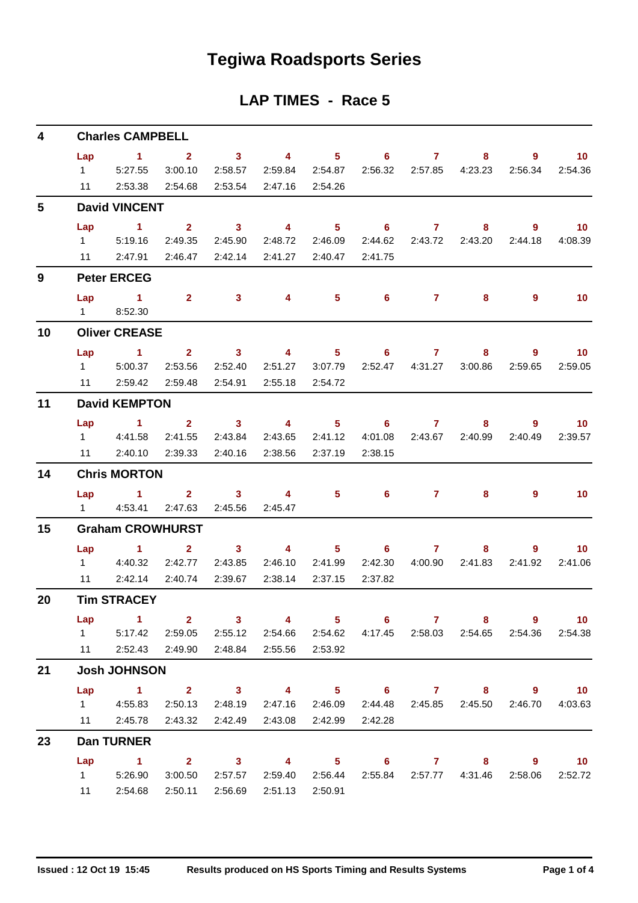# Tegiwa Roadsports Series

## LAP TIMES - Race 5

### 4 Charles CAMPBELL

| Lap | 1 | 2 | 3 | 4 | 5 | 6 | 7 | 8 | 9 | 10 |
|---|---|---|---|---|---|---|---|---|---|---|
| 1 | 5:27.55 | 3:00.10 | 2:58.57 | 2:59.84 | 2:54.87 | 2:56.32 | 2:57.85 | 4:23.23 | 2:56.34 | 2:54.36 |
| 11 | 2:53.38 | 2:54.68 | 2:53.54 | 2:47.16 | 2:54.26 | | | | | |

### 5 David VINCENT

| Lap | 1 | 2 | 3 | 4 | 5 | 6 | 7 | 8 | 9 | 10 |
|---|---|---|---|---|---|---|---|---|---|---|
| 1 | 5:19.16 | 2:49.35 | 2:45.90 | 2:48.72 | 2:46.09 | 2:44.62 | 2:43.72 | 2:43.20 | 2:44.18 | 4:08.39 |
| 11 | 2:47.91 | 2:46.47 | 2:42.14 | 2:41.27 | 2:40.47 | 2:41.75 | | | | |

### 9 Peter ERCEG

| Lap | 1 | 2 | 3 | 4 | 5 | 6 | 7 | 8 | 9 | 10 |
|---|---|---|---|---|---|---|---|---|---|---|
| 1 | 8:52.30 | | | | | | | | | |

### 10 Oliver CREASE

| Lap | 1 | 2 | 3 | 4 | 5 | 6 | 7 | 8 | 9 | 10 |
|---|---|---|---|---|---|---|---|---|---|---|
| 1 | 5:00.37 | 2:53.56 | 2:52.40 | 2:51.27 | 3:07.79 | 2:52.47 | 4:31.27 | 3:00.86 | 2:59.65 | 2:59.05 |
| 11 | 2:59.42 | 2:59.48 | 2:54.91 | 2:55.18 | 2:54.72 | | | | | |

### 11 David KEMPTON

| Lap | 1 | 2 | 3 | 4 | 5 | 6 | 7 | 8 | 9 | 10 |
|---|---|---|---|---|---|---|---|---|---|---|
| 1 | 4:41.58 | 2:41.55 | 2:43.84 | 2:43.65 | 2:41.12 | 4:01.08 | 2:43.67 | 2:40.99 | 2:40.49 | 2:39.57 |
| 11 | 2:40.10 | 2:39.33 | 2:40.16 | 2:38.56 | 2:37.19 | 2:38.15 | | | | |

### 14 Chris MORTON

| Lap | 1 | 2 | 3 | 4 | 5 | 6 | 7 | 8 | 9 | 10 |
|---|---|---|---|---|---|---|---|---|---|---|
| 1 | 4:53.41 | 2:47.63 | 2:45.56 | 2:45.47 | | | | | | |

### 15 Graham CROWHURST

| Lap | 1 | 2 | 3 | 4 | 5 | 6 | 7 | 8 | 9 | 10 |
|---|---|---|---|---|---|---|---|---|---|---|
| 1 | 4:40.32 | 2:42.77 | 2:43.85 | 2:46.10 | 2:41.99 | 2:42.30 | 4:00.90 | 2:41.83 | 2:41.92 | 2:41.06 |
| 11 | 2:42.14 | 2:40.74 | 2:39.67 | 2:38.14 | 2:37.15 | 2:37.82 | | | | |

### 20 Tim STRACEY

| Lap | 1 | 2 | 3 | 4 | 5 | 6 | 7 | 8 | 9 | 10 |
|---|---|---|---|---|---|---|---|---|---|---|
| 1 | 5:17.42 | 2:59.05 | 2:55.12 | 2:54.66 | 2:54.62 | 4:17.45 | 2:58.03 | 2:54.65 | 2:54.36 | 2:54.38 |
| 11 | 2:52.43 | 2:49.90 | 2:48.84 | 2:55.56 | 2:53.92 | | | | | |

### 21 Josh JOHNSON

| Lap | 1 | 2 | 3 | 4 | 5 | 6 | 7 | 8 | 9 | 10 |
|---|---|---|---|---|---|---|---|---|---|---|
| 1 | 4:55.83 | 2:50.13 | 2:48.19 | 2:47.16 | 2:46.09 | 2:44.48 | 2:45.85 | 2:45.50 | 2:46.70 | 4:03.63 |
| 11 | 2:45.78 | 2:43.32 | 2:42.49 | 2:43.08 | 2:42.99 | 2:42.28 | | | | |

### 23 Dan TURNER

| Lap | 1 | 2 | 3 | 4 | 5 | 6 | 7 | 8 | 9 | 10 |
|---|---|---|---|---|---|---|---|---|---|---|
| 1 | 5:26.90 | 3:00.50 | 2:57.57 | 2:59.40 | 2:56.44 | 2:55.84 | 2:57.77 | 4:31.46 | 2:58.06 | 2:52.72 |
| 11 | 2:54.68 | 2:50.11 | 2:56.69 | 2:51.13 | 2:50.91 | | | | | |

Issued : 12 Oct 19 15:45 — Results produced on HS Sports Timing and Results Systems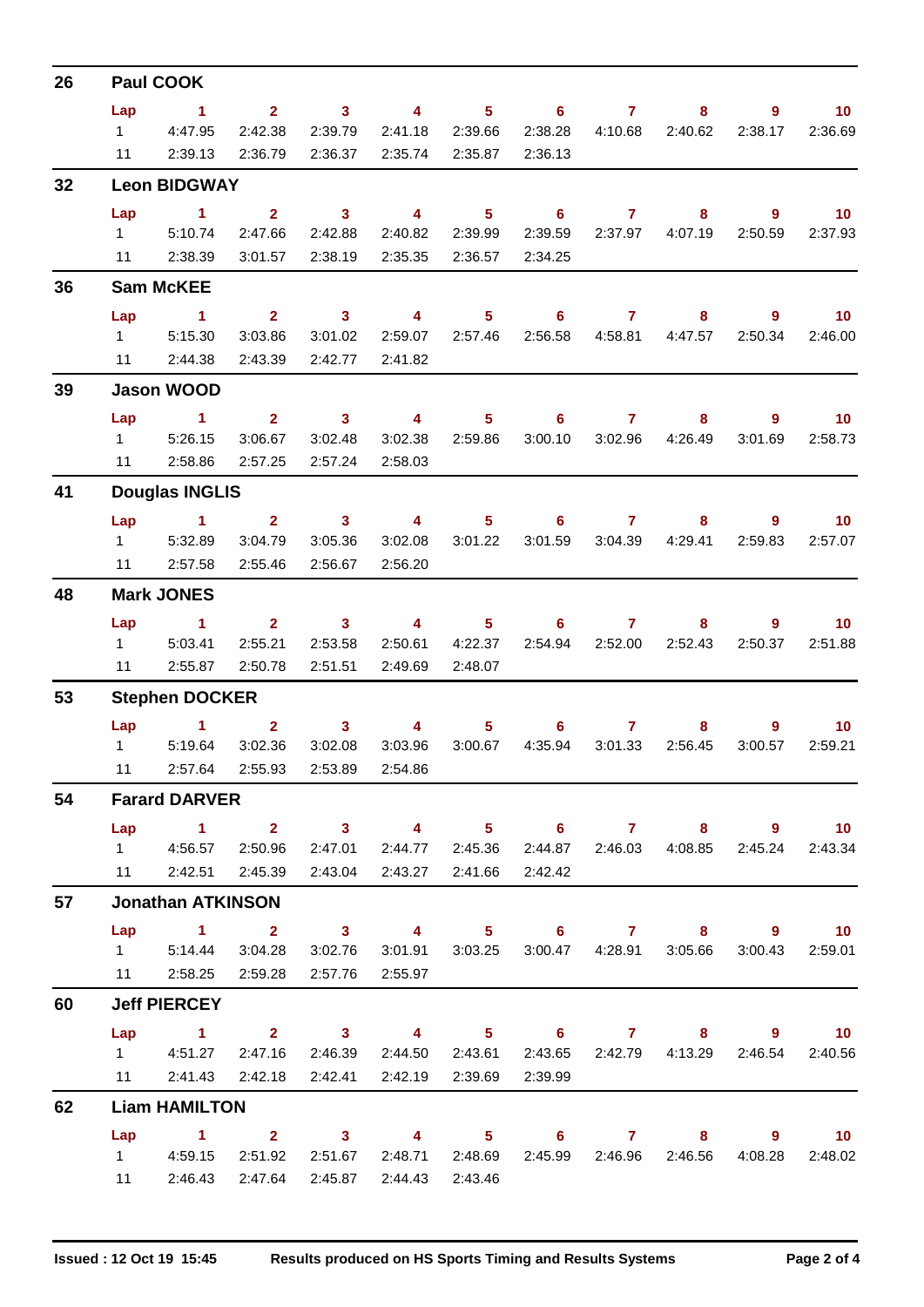## 26 Paul COOK

| Lap | 1 | 2 | 3 | 4 | 5 | 6 | 7 | 8 | 9 | 10 |
|---|---|---|---|---|---|---|---|---|---|---|
| 1 | 4:47.95 | 2:42.38 | 2:39.79 | 2:41.18 | 2:39.66 | 2:38.28 | 4:10.68 | 2:40.62 | 2:38.17 | 2:36.69 |
| 11 | 2:39.13 | 2:36.79 | 2:36.37 | 2:35.74 | 2:35.87 | 2:36.13 | | | | |

## 32 Leon BIDGWAY

| Lap | 1 | 2 | 3 | 4 | 5 | 6 | 7 | 8 | 9 | 10 |
|---|---|---|---|---|---|---|---|---|---|---|
| 1 | 5:10.74 | 2:47.66 | 2:42.88 | 2:40.82 | 2:39.99 | 2:39.59 | 2:37.97 | 4:07.19 | 2:50.59 | 2:37.93 |
| 11 | 2:38.39 | 3:01.57 | 2:38.19 | 2:35.35 | 2:36.57 | 2:34.25 | | | | |

## 36 Sam McKEE

| Lap | 1 | 2 | 3 | 4 | 5 | 6 | 7 | 8 | 9 | 10 |
|---|---|---|---|---|---|---|---|---|---|---|
| 1 | 5:15.30 | 3:03.86 | 3:01.02 | 2:59.07 | 2:57.46 | 2:56.58 | 4:58.81 | 4:47.57 | 2:50.34 | 2:46.00 |
| 11 | 2:44.38 | 2:43.39 | 2:42.77 | 2:41.82 | | | | | | |

## 39 Jason WOOD

| Lap | 1 | 2 | 3 | 4 | 5 | 6 | 7 | 8 | 9 | 10 |
|---|---|---|---|---|---|---|---|---|---|---|
| 1 | 5:26.15 | 3:06.67 | 3:02.48 | 3:02.38 | 2:59.86 | 3:00.10 | 3:02.96 | 4:26.49 | 3:01.69 | 2:58.73 |
| 11 | 2:58.86 | 2:57.25 | 2:57.24 | 2:58.03 | | | | | | |

## 41 Douglas INGLIS

| Lap | 1 | 2 | 3 | 4 | 5 | 6 | 7 | 8 | 9 | 10 |
|---|---|---|---|---|---|---|---|---|---|---|
| 1 | 5:32.89 | 3:04.79 | 3:05.36 | 3:02.08 | 3:01.22 | 3:01.59 | 3:04.39 | 4:29.41 | 2:59.83 | 2:57.07 |
| 11 | 2:57.58 | 2:55.46 | 2:56.67 | 2:56.20 | | | | | | |

## 48 Mark JONES

| Lap | 1 | 2 | 3 | 4 | 5 | 6 | 7 | 8 | 9 | 10 |
|---|---|---|---|---|---|---|---|---|---|---|
| 1 | 5:03.41 | 2:55.21 | 2:53.58 | 2:50.61 | 4:22.37 | 2:54.94 | 2:52.00 | 2:52.43 | 2:50.37 | 2:51.88 |
| 11 | 2:55.87 | 2:50.78 | 2:51.51 | 2:49.69 | 2:48.07 | | | | | |

## 53 Stephen DOCKER

| Lap | 1 | 2 | 3 | 4 | 5 | 6 | 7 | 8 | 9 | 10 |
|---|---|---|---|---|---|---|---|---|---|---|
| 1 | 5:19.64 | 3:02.36 | 3:02.08 | 3:03.96 | 3:00.67 | 4:35.94 | 3:01.33 | 2:56.45 | 3:00.57 | 2:59.21 |
| 11 | 2:57.64 | 2:55.93 | 2:53.89 | 2:54.86 | | | | | | |

## 54 Farard DARVER

| Lap | 1 | 2 | 3 | 4 | 5 | 6 | 7 | 8 | 9 | 10 |
|---|---|---|---|---|---|---|---|---|---|---|
| 1 | 4:56.57 | 2:50.96 | 2:47.01 | 2:44.77 | 2:45.36 | 2:44.87 | 2:46.03 | 4:08.85 | 2:45.24 | 2:43.34 |
| 11 | 2:42.51 | 2:45.39 | 2:43.04 | 2:43.27 | 2:41.66 | 2:42.42 | | | | |

## 57 Jonathan ATKINSON

| Lap | 1 | 2 | 3 | 4 | 5 | 6 | 7 | 8 | 9 | 10 |
|---|---|---|---|---|---|---|---|---|---|---|
| 1 | 5:14.44 | 3:04.28 | 3:02.76 | 3:01.91 | 3:03.25 | 3:00.47 | 4:28.91 | 3:05.66 | 3:00.43 | 2:59.01 |
| 11 | 2:58.25 | 2:59.28 | 2:57.76 | 2:55.97 | | | | | | |

## 60 Jeff PIERCEY

| Lap | 1 | 2 | 3 | 4 | 5 | 6 | 7 | 8 | 9 | 10 |
|---|---|---|---|---|---|---|---|---|---|---|
| 1 | 4:51.27 | 2:47.16 | 2:46.39 | 2:44.50 | 2:43.61 | 2:43.65 | 2:42.79 | 4:13.29 | 2:46.54 | 2:40.56 |
| 11 | 2:41.43 | 2:42.18 | 2:42.41 | 2:42.19 | 2:39.69 | 2:39.99 | | | | |

## 62 Liam HAMILTON

| Lap | 1 | 2 | 3 | 4 | 5 | 6 | 7 | 8 | 9 | 10 |
|---|---|---|---|---|---|---|---|---|---|---|
| 1 | 4:59.15 | 2:51.92 | 2:51.67 | 2:48.71 | 2:48.69 | 2:45.99 | 2:46.96 | 2:46.56 | 4:08.28 | 2:48.02 |
| 11 | 2:46.43 | 2:47.64 | 2:45.87 | 2:44.43 | 2:43.46 | | | | | |

Issued : 12 Oct 19 15:45 Results produced on HS Sports Timing and Results Systems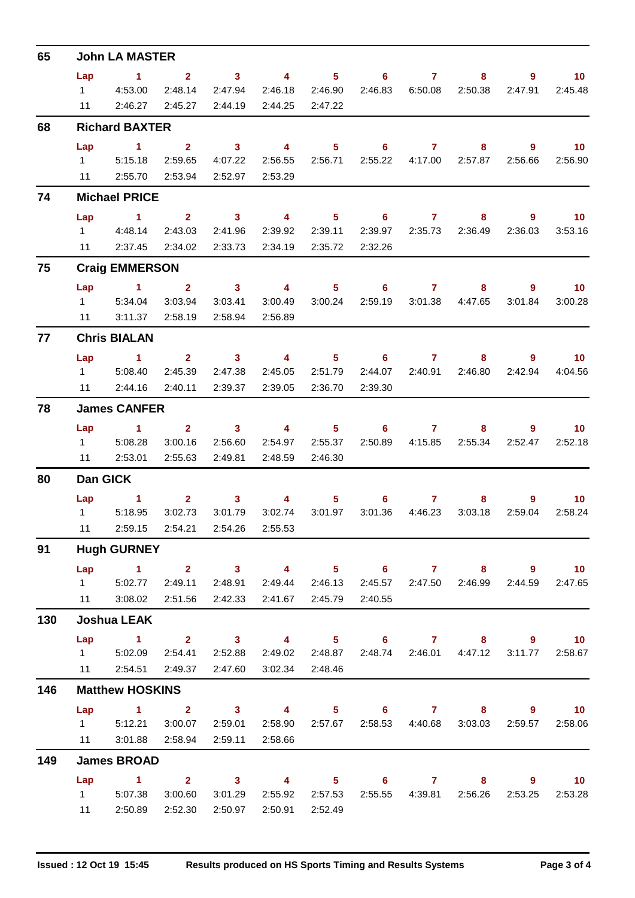## 65 John LA MASTER

| Lap | 1 | 2 | 3 | 4 | 5 | 6 | 7 | 8 | 9 | 10 |
|---|---|---|---|---|---|---|---|---|---|---|
| 1 | 4:53.00 | 2:48.14 | 2:47.94 | 2:46.18 | 2:46.90 | 2:46.83 | 6:50.08 | 2:50.38 | 2:47.91 | 2:45.48 |
| 11 | 2:46.27 | 2:45.27 | 2:44.19 | 2:44.25 | 2:47.22 | | | | | |

## 68 Richard BAXTER

| Lap | 1 | 2 | 3 | 4 | 5 | 6 | 7 | 8 | 9 | 10 |
|---|---|---|---|---|---|---|---|---|---|---|
| 1 | 5:15.18 | 2:59.65 | 4:07.22 | 2:56.55 | 2:56.71 | 2:55.22 | 4:17.00 | 2:57.87 | 2:56.66 | 2:56.90 |
| 11 | 2:55.70 | 2:53.94 | 2:52.97 | 2:53.29 | | | | | | |

## 74 Michael PRICE

| Lap | 1 | 2 | 3 | 4 | 5 | 6 | 7 | 8 | 9 | 10 |
|---|---|---|---|---|---|---|---|---|---|---|
| 1 | 4:48.14 | 2:43.03 | 2:41.96 | 2:39.92 | 2:39.11 | 2:39.97 | 2:35.73 | 2:36.49 | 2:36.03 | 3:53.16 |
| 11 | 2:37.45 | 2:34.02 | 2:33.73 | 2:34.19 | 2:35.72 | 2:32.26 | | | | |

## 75 Craig EMMERSON

| Lap | 1 | 2 | 3 | 4 | 5 | 6 | 7 | 8 | 9 | 10 |
|---|---|---|---|---|---|---|---|---|---|---|
| 1 | 5:34.04 | 3:03.94 | 3:03.41 | 3:00.49 | 3:00.24 | 2:59.19 | 3:01.38 | 4:47.65 | 3:01.84 | 3:00.28 |
| 11 | 3:11.37 | 2:58.19 | 2:58.94 | 2:56.89 | | | | | | |

## 77 Chris BIALAN

| Lap | 1 | 2 | 3 | 4 | 5 | 6 | 7 | 8 | 9 | 10 |
|---|---|---|---|---|---|---|---|---|---|---|
| 1 | 5:08.40 | 2:45.39 | 2:47.38 | 2:45.05 | 2:51.79 | 2:44.07 | 2:40.91 | 2:46.80 | 2:42.94 | 4:04.56 |
| 11 | 2:44.16 | 2:40.11 | 2:39.37 | 2:39.05 | 2:36.70 | 2:39.30 | | | | |

## 78 James CANFER

| Lap | 1 | 2 | 3 | 4 | 5 | 6 | 7 | 8 | 9 | 10 |
|---|---|---|---|---|---|---|---|---|---|---|
| 1 | 5:08.28 | 3:00.16 | 2:56.60 | 2:54.97 | 2:55.37 | 2:50.89 | 4:15.85 | 2:55.34 | 2:52.47 | 2:52.18 |
| 11 | 2:53.01 | 2:55.63 | 2:49.81 | 2:48.59 | 2:46.30 | | | | | |

## 80 Dan GICK

| Lap | 1 | 2 | 3 | 4 | 5 | 6 | 7 | 8 | 9 | 10 |
|---|---|---|---|---|---|---|---|---|---|---|
| 1 | 5:18.95 | 3:02.73 | 3:01.79 | 3:02.74 | 3:01.97 | 3:01.36 | 4:46.23 | 3:03.18 | 2:59.04 | 2:58.24 |
| 11 | 2:59.15 | 2:54.21 | 2:54.26 | 2:55.53 | | | | | | |

## 91 Hugh GURNEY

| Lap | 1 | 2 | 3 | 4 | 5 | 6 | 7 | 8 | 9 | 10 |
|---|---|---|---|---|---|---|---|---|---|---|
| 1 | 5:02.77 | 2:49.11 | 2:48.91 | 2:49.44 | 2:46.13 | 2:45.57 | 2:47.50 | 2:46.99 | 2:44.59 | 2:47.65 |
| 11 | 3:08.02 | 2:51.56 | 2:42.33 | 2:41.67 | 2:45.79 | 2:40.55 | | | | |

## 130 Joshua LEAK

| Lap | 1 | 2 | 3 | 4 | 5 | 6 | 7 | 8 | 9 | 10 |
|---|---|---|---|---|---|---|---|---|---|---|
| 1 | 5:02.09 | 2:54.41 | 2:52.88 | 2:49.02 | 2:48.87 | 2:48.74 | 2:46.01 | 4:47.12 | 3:11.77 | 2:58.67 |
| 11 | 2:54.51 | 2:49.37 | 2:47.60 | 3:02.34 | 2:48.46 | | | | | |

## 146 Matthew HOSKINS

| Lap | 1 | 2 | 3 | 4 | 5 | 6 | 7 | 8 | 9 | 10 |
|---|---|---|---|---|---|---|---|---|---|---|
| 1 | 5:12.21 | 3:00.07 | 2:59.01 | 2:58.90 | 2:57.67 | 2:58.53 | 4:40.68 | 3:03.03 | 2:59.57 | 2:58.06 |
| 11 | 3:01.88 | 2:58.94 | 2:59.11 | 2:58.66 | | | | | | |

## 149 James BROAD

| Lap | 1 | 2 | 3 | 4 | 5 | 6 | 7 | 8 | 9 | 10 |
|---|---|---|---|---|---|---|---|---|---|---|
| 1 | 5:07.38 | 3:00.60 | 3:01.29 | 2:55.92 | 2:57.53 | 2:55.55 | 4:39.81 | 2:56.26 | 2:53.25 | 2:53.28 |
| 11 | 2:50.89 | 2:52.30 | 2:50.97 | 2:50.91 | 2:52.49 | | | | | |

**Issued : 12 Oct 19 15:45** **Results produced on HS Sports Timing and Results Systems**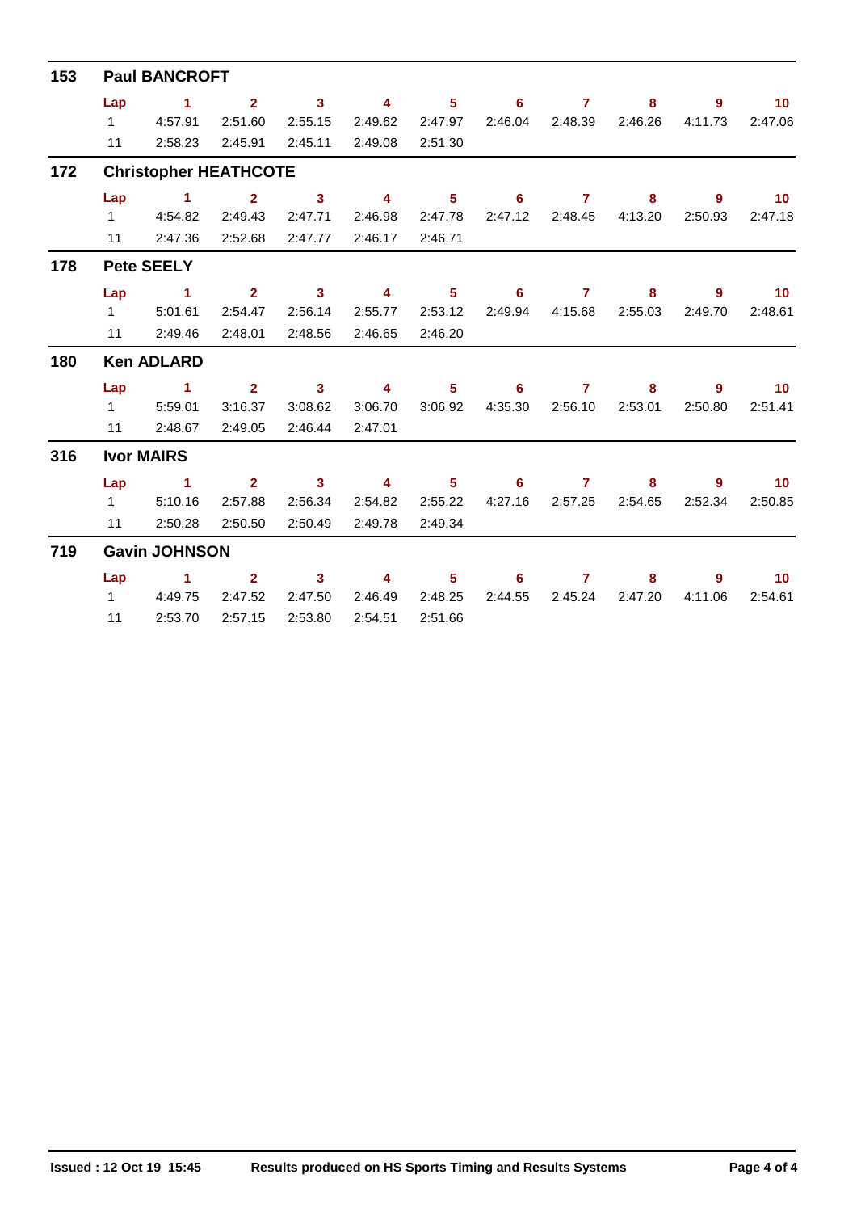## 153 Paul BANCROFT

| Lap | 1 | 2 | 3 | 4 | 5 | 6 | 7 | 8 | 9 | 10 |
|---|---|---|---|---|---|---|---|---|---|---|
| 1 | 4:57.91 | 2:51.60 | 2:55.15 | 2:49.62 | 2:47.97 | 2:46.04 | 2:48.39 | 2:46.26 | 4:11.73 | 2:47.06 |
| 11 | 2:58.23 | 2:45.91 | 2:45.11 | 2:49.08 | 2:51.30 | | | | | |

## 172 Christopher HEATHCOTE

| Lap | 1 | 2 | 3 | 4 | 5 | 6 | 7 | 8 | 9 | 10 |
|---|---|---|---|---|---|---|---|---|---|---|
| 1 | 4:54.82 | 2:49.43 | 2:47.71 | 2:46.98 | 2:47.78 | 2:47.12 | 2:48.45 | 4:13.20 | 2:50.93 | 2:47.18 |
| 11 | 2:47.36 | 2:52.68 | 2:47.77 | 2:46.17 | 2:46.71 | | | | | |

## 178 Pete SEELY

| Lap | 1 | 2 | 3 | 4 | 5 | 6 | 7 | 8 | 9 | 10 |
|---|---|---|---|---|---|---|---|---|---|---|
| 1 | 5:01.61 | 2:54.47 | 2:56.14 | 2:55.77 | 2:53.12 | 2:49.94 | 4:15.68 | 2:55.03 | 2:49.70 | 2:48.61 |
| 11 | 2:49.46 | 2:48.01 | 2:48.56 | 2:46.65 | 2:46.20 | | | | | |

## 180 Ken ADLARD

| Lap | 1 | 2 | 3 | 4 | 5 | 6 | 7 | 8 | 9 | 10 |
|---|---|---|---|---|---|---|---|---|---|---|
| 1 | 5:59.01 | 3:16.37 | 3:08.62 | 3:06.70 | 3:06.92 | 4:35.30 | 2:56.10 | 2:53.01 | 2:50.80 | 2:51.41 |
| 11 | 2:48.67 | 2:49.05 | 2:46.44 | 2:47.01 | | | | | | |

## 316 Ivor MAIRS

| Lap | 1 | 2 | 3 | 4 | 5 | 6 | 7 | 8 | 9 | 10 |
|---|---|---|---|---|---|---|---|---|---|---|
| 1 | 5:10.16 | 2:57.88 | 2:56.34 | 2:54.82 | 2:55.22 | 4:27.16 | 2:57.25 | 2:54.65 | 2:52.34 | 2:50.85 |
| 11 | 2:50.28 | 2:50.50 | 2:50.49 | 2:49.78 | 2:49.34 | | | | | |

## 719 Gavin JOHNSON

| Lap | 1 | 2 | 3 | 4 | 5 | 6 | 7 | 8 | 9 | 10 |
|---|---|---|---|---|---|---|---|---|---|---|
| 1 | 4:49.75 | 2:47.52 | 2:47.50 | 2:46.49 | 2:48.25 | 2:44.55 | 2:45.24 | 2:47.20 | 4:11.06 | 2:54.61 |
| 11 | 2:53.70 | 2:57.15 | 2:53.80 | 2:54.51 | 2:51.66 | | | | | |

**Issued : 12 Oct 19 15:45** **Results produced on HS Sports Timing and Results Systems**